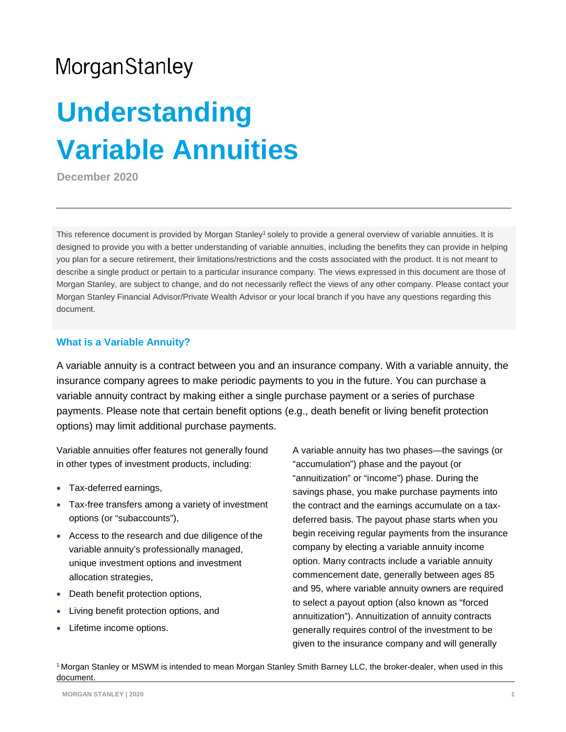Morgan Stanley

# Understanding Variable Annuities

**December 2020**

---

This reference document is provided by Morgan Stanley[1] solely to provide a general overview of variable annuities. It is designed to provide you with a better understanding of variable annuities, including the benefits they can provide in helping you plan for a secure retirement, their limitations/restrictions and the costs associated with the product. It is not meant to describe a single product or pertain to a particular insurance company. The views expressed in this document are those of Morgan Stanley, are subject to change, and do not necessarily reflect the views of any other company. Please contact your Morgan Stanley Financial Advisor/Private Wealth Advisor or your local branch if you have any questions regarding this document.

### What is a Variable Annuity?

A variable annuity is a contract between you and an insurance company. With a variable annuity, the insurance company agrees to make periodic payments to you in the future. You can purchase a variable annuity contract by making either a single purchase payment or a series of purchase payments. Please note that certain benefit options (e.g., death benefit or living benefit protection options) may limit additional purchase payments.

Variable annuities offer features not generally found in other types of investment products, including:

- Tax-deferred earnings,
- Tax-free transfers among a variety of investment options (or "subaccounts"),
- Access to the research and due diligence of the variable annuity's professionally managed, unique investment options and investment allocation strategies,
- Death benefit protection options,
- Living benefit protection options, and
- Lifetime income options.

A variable annuity has two phases—the savings (or "accumulation") phase and the payout (or "annuitization" or "income") phase. During the savings phase, you make purchase payments into the contract and the earnings accumulate on a tax-deferred basis. The payout phase starts when you begin receiving regular payments from the insurance company by electing a variable annuity income option. Many contracts include a variable annuity commencement date, generally between ages 85 and 95, where variable annuity owners are required to select a payout option (also known as "forced annuitization"). Annuitization of annuity contracts generally requires control of the investment to be given to the insurance company and will generally

[1] Morgan Stanley or MSWM is intended to mean Morgan Stanley Smith Barney LLC, the broker-dealer, when used in this document.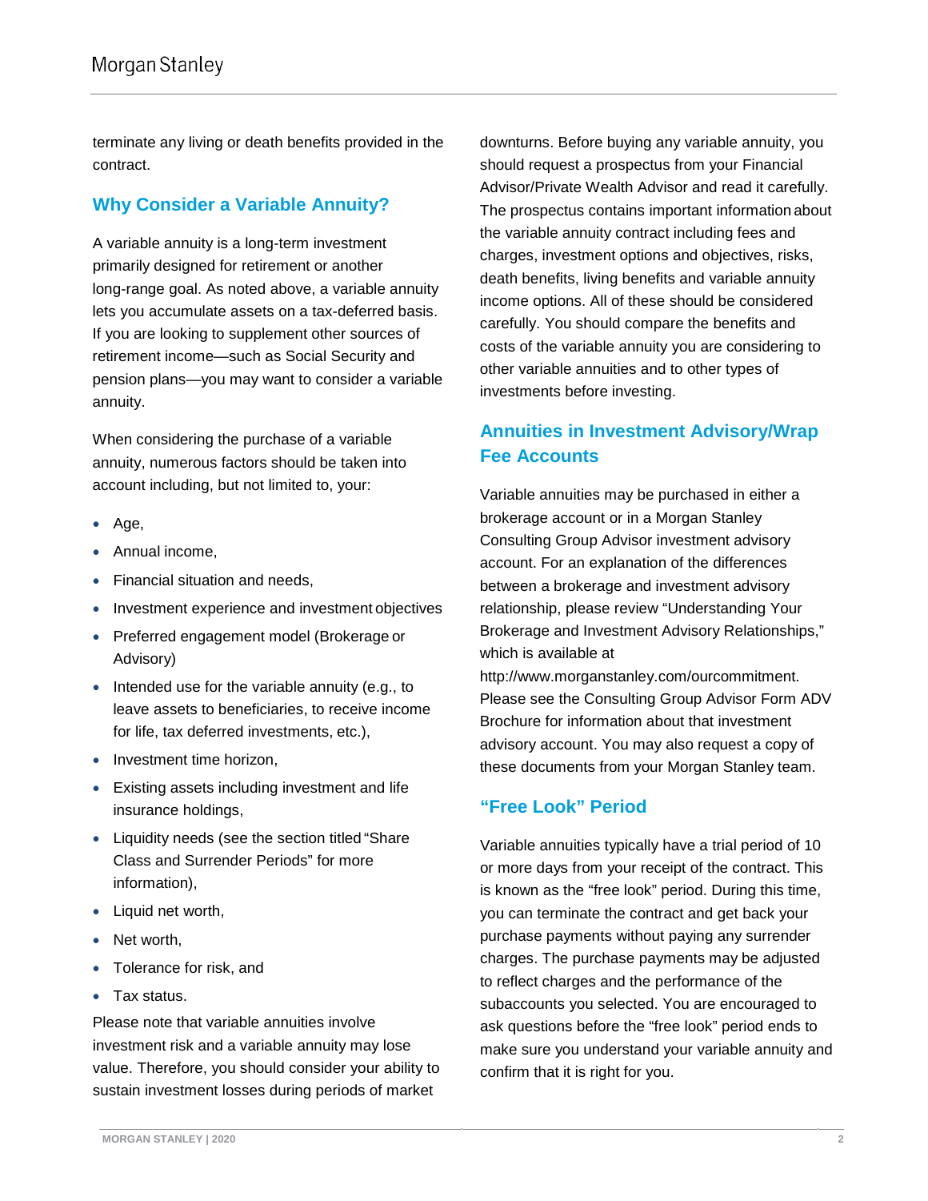terminate any living or death benefits provided in the contract.

## Why Consider a Variable Annuity?

A variable annuity is a long-term investment primarily designed for retirement or another long-range goal. As noted above, a variable annuity lets you accumulate assets on a tax-deferred basis. If you are looking to supplement other sources of retirement income—such as Social Security and pension plans—you may want to consider a variable annuity.

When considering the purchase of a variable annuity, numerous factors should be taken into account including, but not limited to, your:

- Age,
- Annual income,
- Financial situation and needs,
- Investment experience and investment objectives
- Preferred engagement model (Brokerage or Advisory)
- Intended use for the variable annuity (e.g., to leave assets to beneficiaries, to receive income for life, tax deferred investments, etc.),
- Investment time horizon,
- Existing assets including investment and life insurance holdings,
- Liquidity needs (see the section titled "Share Class and Surrender Periods" for more information),
- Liquid net worth,
- Net worth,
- Tolerance for risk, and
- Tax status.

Please note that variable annuities involve investment risk and a variable annuity may lose value. Therefore, you should consider your ability to sustain investment losses during periods of market downturns. Before buying any variable annuity, you should request a prospectus from your Financial Advisor/Private Wealth Advisor and read it carefully. The prospectus contains important information about the variable annuity contract including fees and charges, investment options and objectives, risks, death benefits, living benefits and variable annuity income options. All of these should be considered carefully. You should compare the benefits and costs of the variable annuity you are considering to other variable annuities and to other types of investments before investing.

## Annuities in Investment Advisory/Wrap Fee Accounts

Variable annuities may be purchased in either a brokerage account or in a Morgan Stanley Consulting Group Advisor investment advisory account. For an explanation of the differences between a brokerage and investment advisory relationship, please review "Understanding Your Brokerage and Investment Advisory Relationships," which is available at http://www.morganstanley.com/ourcommitment. Please see the Consulting Group Advisor Form ADV Brochure for information about that investment advisory account. You may also request a copy of these documents from your Morgan Stanley team.

## "Free Look" Period

Variable annuities typically have a trial period of 10 or more days from your receipt of the contract. This is known as the "free look" period. During this time, you can terminate the contract and get back your purchase payments without paying any surrender charges. The purchase payments may be adjusted to reflect charges and the performance of the subaccounts you selected. You are encouraged to ask questions before the "free look" period ends to make sure you understand your variable annuity and confirm that it is right for you.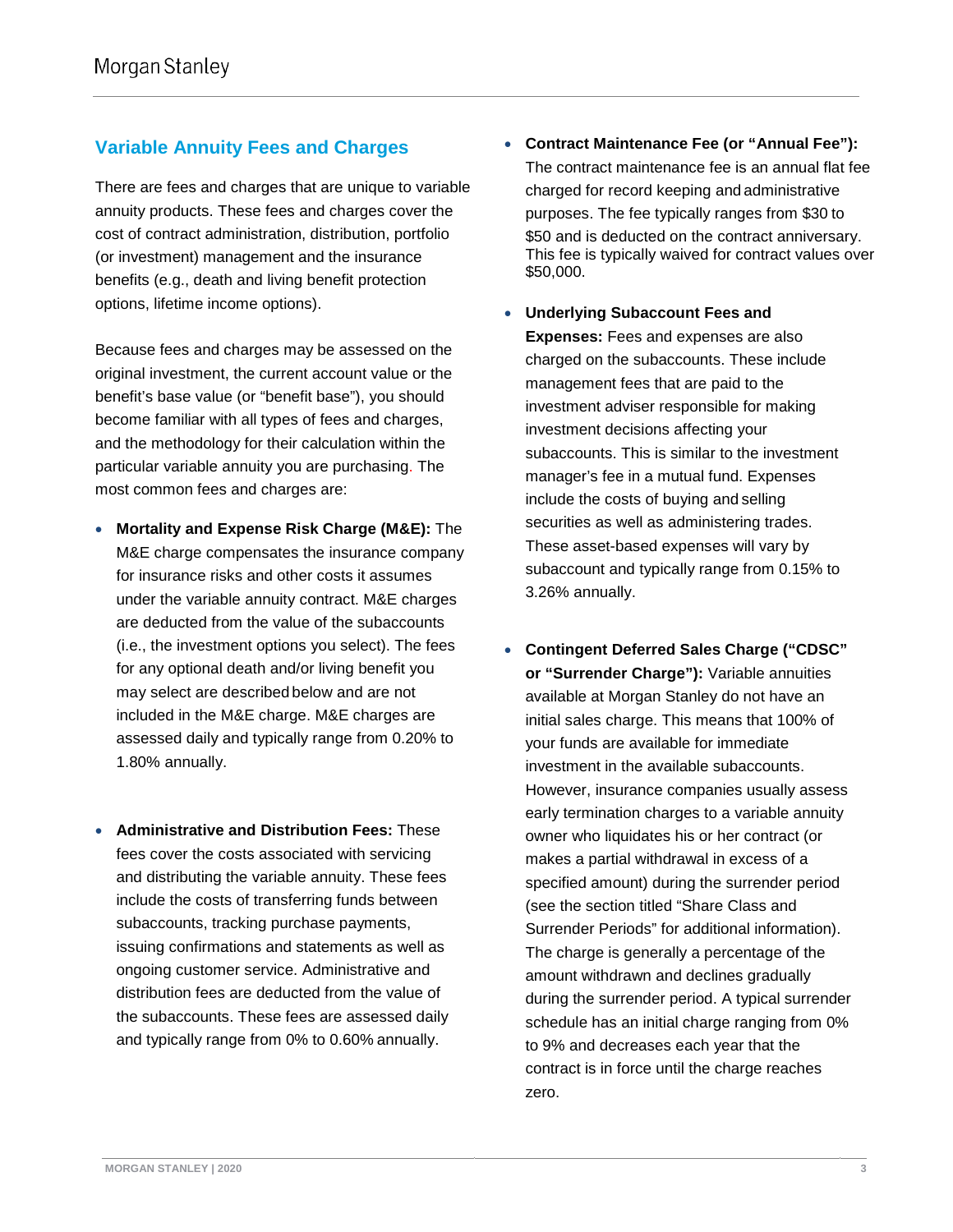## Variable Annuity Fees and Charges

There are fees and charges that are unique to variable annuity products. These fees and charges cover the cost of contract administration, distribution, portfolio (or investment) management and the insurance benefits (e.g., death and living benefit protection options, lifetime income options).

Because fees and charges may be assessed on the original investment, the current account value or the benefit's base value (or "benefit base"), you should become familiar with all types of fees and charges, and the methodology for their calculation within the particular variable annuity you are purchasing. The most common fees and charges are:

- **Mortality and Expense Risk Charge (M&E):** The M&E charge compensates the insurance company for insurance risks and other costs it assumes under the variable annuity contract. M&E charges are deducted from the value of the subaccounts (i.e., the investment options you select). The fees for any optional death and/or living benefit you may select are described below and are not included in the M&E charge. M&E charges are assessed daily and typically range from 0.20% to 1.80% annually.

- **Administrative and Distribution Fees:** These fees cover the costs associated with servicing and distributing the variable annuity. These fees include the costs of transferring funds between subaccounts, tracking purchase payments, issuing confirmations and statements as well as ongoing customer service. Administrative and distribution fees are deducted from the value of the subaccounts. These fees are assessed daily and typically range from 0% to 0.60% annually.

- **Contract Maintenance Fee (or "Annual Fee"):** The contract maintenance fee is an annual flat fee charged for record keeping and administrative purposes. The fee typically ranges from $30 to $50 and is deducted on the contract anniversary. This fee is typically waived for contract values over $50,000.

- **Underlying Subaccount Fees and Expenses:** Fees and expenses are also charged on the subaccounts. These include management fees that are paid to the investment adviser responsible for making investment decisions affecting your subaccounts. This is similar to the investment manager's fee in a mutual fund. Expenses include the costs of buying and selling securities as well as administering trades. These asset-based expenses will vary by subaccount and typically range from 0.15% to 3.26% annually.

- **Contingent Deferred Sales Charge ("CDSC" or "Surrender Charge"):** Variable annuities available at Morgan Stanley do not have an initial sales charge. This means that 100% of your funds are available for immediate investment in the available subaccounts. However, insurance companies usually assess early termination charges to a variable annuity owner who liquidates his or her contract (or makes a partial withdrawal in excess of a specified amount) during the surrender period (see the section titled "Share Class and Surrender Periods" for additional information). The charge is generally a percentage of the amount withdrawn and declines gradually during the surrender period. A typical surrender schedule has an initial charge ranging from 0% to 9% and decreases each year that the contract is in force until the charge reaches zero.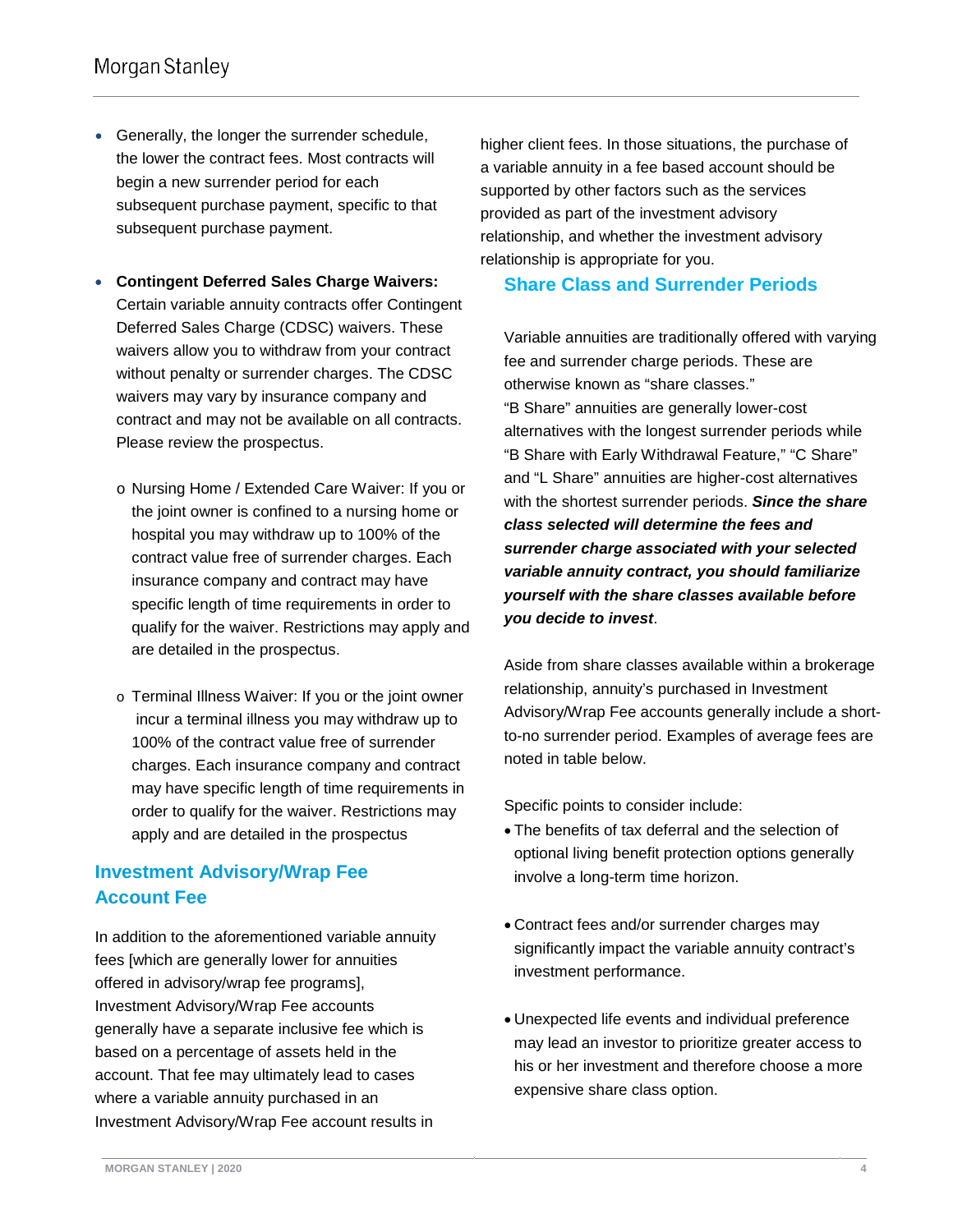- Generally, the longer the surrender schedule, the lower the contract fees. Most contracts will begin a new surrender period for each subsequent purchase payment, specific to that subsequent purchase payment.

- **Contingent Deferred Sales Charge Waivers:** Certain variable annuity contracts offer Contingent Deferred Sales Charge (CDSC) waivers. These waivers allow you to withdraw from your contract without penalty or surrender charges. The CDSC waivers may vary by insurance company and contract and may not be available on all contracts. Please review the prospectus.

  - Nursing Home / Extended Care Waiver: If you or the joint owner is confined to a nursing home or hospital you may withdraw up to 100% of the contract value free of surrender charges. Each insurance company and contract may have specific length of time requirements in order to qualify for the waiver. Restrictions may apply and are detailed in the prospectus.

  - Terminal Illness Waiver: If you or the joint owner incur a terminal illness you may withdraw up to 100% of the contract value free of surrender charges. Each insurance company and contract may have specific length of time requirements in order to qualify for the waiver. Restrictions may apply and are detailed in the prospectus

## Investment Advisory/Wrap Fee Account Fee

In addition to the aforementioned variable annuity fees [which are generally lower for annuities offered in advisory/wrap fee programs], Investment Advisory/Wrap Fee accounts generally have a separate inclusive fee which is based on a percentage of assets held in the account. That fee may ultimately lead to cases where a variable annuity purchased in an Investment Advisory/Wrap Fee account results in higher client fees. In those situations, the purchase of a variable annuity in a fee based account should be supported by other factors such as the services provided as part of the investment advisory relationship, and whether the investment advisory relationship is appropriate for you.

## Share Class and Surrender Periods

Variable annuities are traditionally offered with varying fee and surrender charge periods. These are otherwise known as "share classes." "B Share" annuities are generally lower-cost alternatives with the longest surrender periods while "B Share with Early Withdrawal Feature," "C Share" and "L Share" annuities are higher-cost alternatives with the shortest surrender periods. ***Since the share class selected will determine the fees and surrender charge associated with your selected variable annuity contract, you should familiarize yourself with the share classes available before you decide to invest***.

Aside from share classes available within a brokerage relationship, annuity's purchased in Investment Advisory/Wrap Fee accounts generally include a short-to-no surrender period. Examples of average fees are noted in table below.

Specific points to consider include:

- The benefits of tax deferral and the selection of optional living benefit protection options generally involve a long-term time horizon.

- Contract fees and/or surrender charges may significantly impact the variable annuity contract's investment performance.

- Unexpected life events and individual preference may lead an investor to prioritize greater access to his or her investment and therefore choose a more expensive share class option.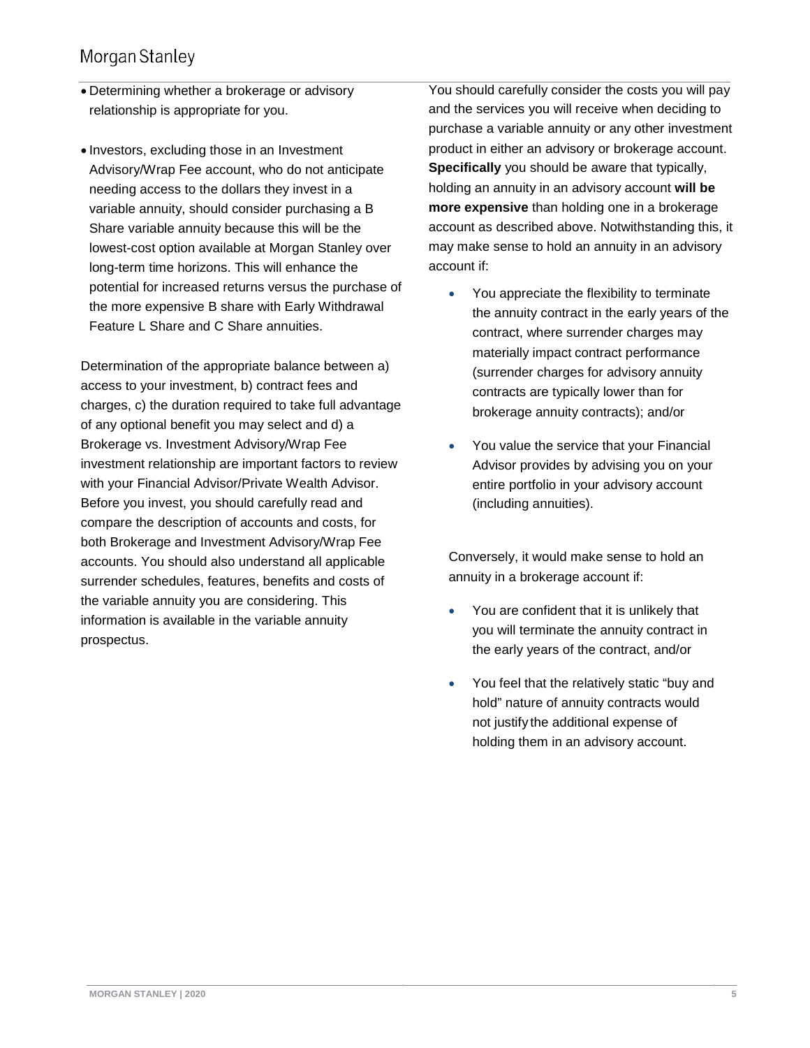- Determining whether a brokerage or advisory relationship is appropriate for you.
- Investors, excluding those in an Investment Advisory/Wrap Fee account, who do not anticipate needing access to the dollars they invest in a variable annuity, should consider purchasing a B Share variable annuity because this will be the lowest-cost option available at Morgan Stanley over long-term time horizons. This will enhance the potential for increased returns versus the purchase of the more expensive B share with Early Withdrawal Feature L Share and C Share annuities.

Determination of the appropriate balance between a) access to your investment, b) contract fees and charges, c) the duration required to take full advantage of any optional benefit you may select and d) a Brokerage vs. Investment Advisory/Wrap Fee investment relationship are important factors to review with your Financial Advisor/Private Wealth Advisor. Before you invest, you should carefully read and compare the description of accounts and costs, for both Brokerage and Investment Advisory/Wrap Fee accounts. You should also understand all applicable surrender schedules, features, benefits and costs of the variable annuity you are considering. This information is available in the variable annuity prospectus.

You should carefully consider the costs you will pay and the services you will receive when deciding to purchase a variable annuity or any other investment product in either an advisory or brokerage account. **Specifically** you should be aware that typically, holding an annuity in an advisory account **will be more expensive** than holding one in a brokerage account as described above. Notwithstanding this, it may make sense to hold an annuity in an advisory account if:

- You appreciate the flexibility to terminate the annuity contract in the early years of the contract, where surrender charges may materially impact contract performance (surrender charges for advisory annuity contracts are typically lower than for brokerage annuity contracts); and/or
- You value the service that your Financial Advisor provides by advising you on your entire portfolio in your advisory account (including annuities).

Conversely, it would make sense to hold an annuity in a brokerage account if:

- You are confident that it is unlikely that you will terminate the annuity contract in the early years of the contract, and/or
- You feel that the relatively static "buy and hold" nature of annuity contracts would not justify the additional expense of holding them in an advisory account.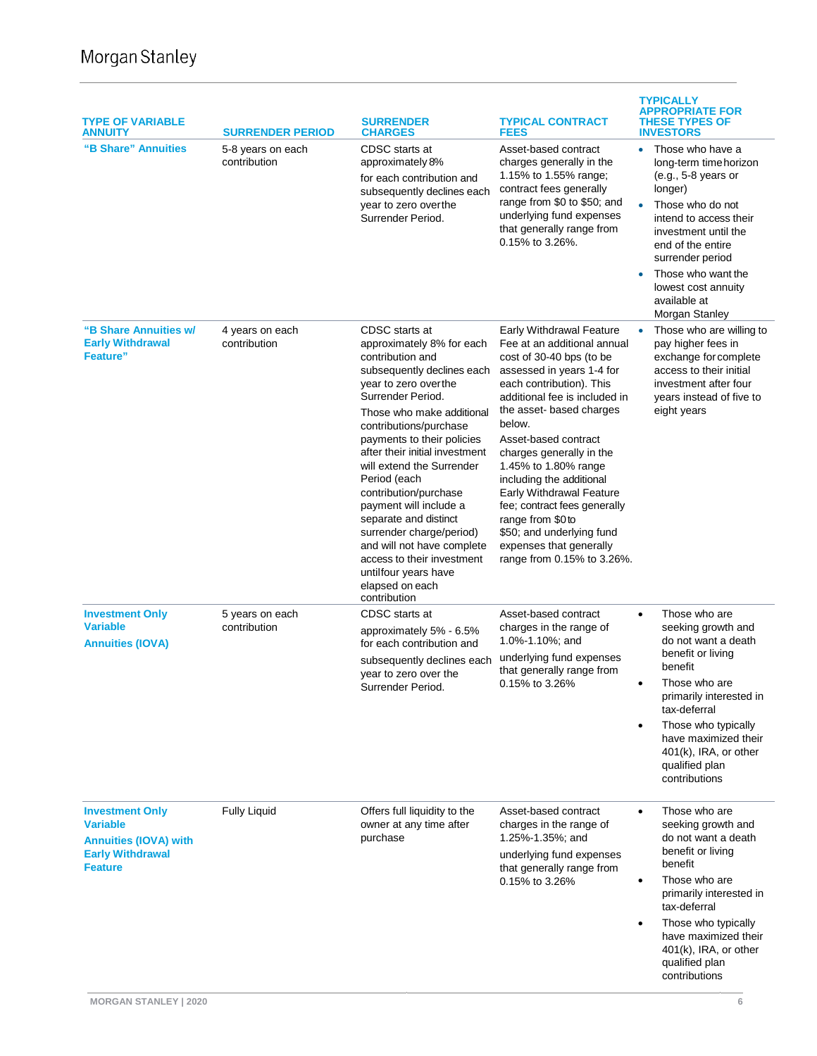| TYPE OF VARIABLE ANNUITY | SURRENDER PERIOD | SURRENDER CHARGES | TYPICAL CONTRACT FEES | TYPICALLY APPROPRIATE FOR THESE TYPES OF INVESTORS |
|---|---|---|---|---|
| "B Share" Annuities | 5-8 years on each contribution | CDSC starts at approximately 8% for each contribution and subsequently declines each year to zero over the Surrender Period. | Asset-based contract charges generally in the 1.15% to 1.55% range; contract fees generally range from $0 to $50; and underlying fund expenses that generally range from 0.15% to 3.26%. | • Those who have a long-term time horizon (e.g., 5-8 years or longer)<br>• Those who do not intend to access their investment until the end of the entire surrender period<br>• Those who want the lowest cost annuity available at Morgan Stanley |
| "B Share Annuities w/ Early Withdrawal Feature" | 4 years on each contribution | CDSC starts at approximately 8% for each contribution and subsequently declines each year to zero over the Surrender Period.<br><br>Those who make additional contributions/purchase payments to their policies after their initial investment will extend the Surrender Period (each contribution/purchase payment will include a separate and distinct surrender charge/period) and will not have complete access to their investment until four years have elapsed on each contribution | Early Withdrawal Feature Fee at an additional annual cost of 30-40 bps (to be assessed in years 1-4 for each contribution). This additional fee is included in the asset- based charges below.<br><br>Asset-based contract charges generally in the 1.45% to 1.80% range including the additional Early Withdrawal Feature fee; contract fees generally range from $0 to $50; and underlying fund expenses that generally range from 0.15% to 3.26%. | • Those who are willing to pay higher fees in exchange for complete access to their initial investment after four years instead of five to eight years |
| Investment Only Variable Annuities (IOVA) | 5 years on each contribution | CDSC starts at approximately 5% - 6.5% for each contribution and subsequently declines each year to zero over the Surrender Period. | Asset-based contract charges in the range of 1.0%-1.10%; and underlying fund expenses that generally range from 0.15% to 3.26% | • Those who are seeking growth and do not want a death benefit or living benefit<br>• Those who are primarily interested in tax-deferral<br>• Those who typically have maximized their 401(k), IRA, or other qualified plan contributions |
| Investment Only Variable Annuities (IOVA) with Early Withdrawal Feature | Fully Liquid | Offers full liquidity to the owner at any time after purchase | Asset-based contract charges in the range of 1.25%-1.35%; and underlying fund expenses that generally range from 0.15% to 3.26% | • Those who are seeking growth and do not want a death benefit or living benefit<br>• Those who are primarily interested in tax-deferral<br>• Those who typically have maximized their 401(k), IRA, or other qualified plan contributions |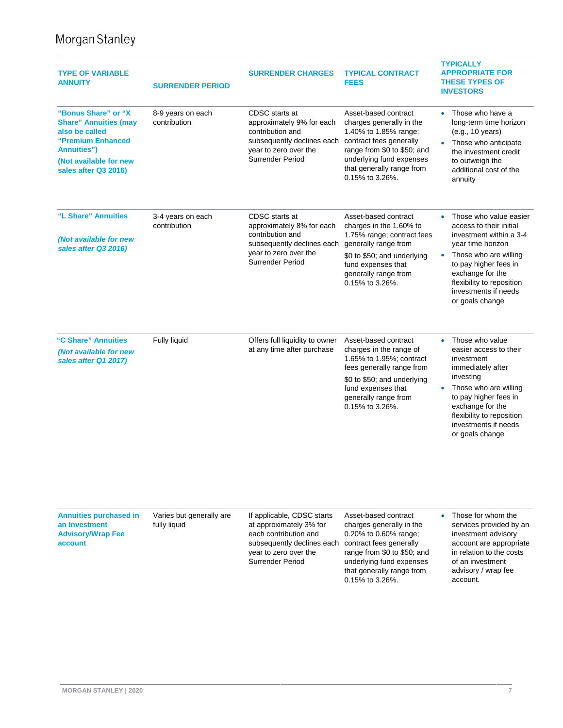| TYPE OF VARIABLE ANNUITY | SURRENDER PERIOD | SURRENDER CHARGES | TYPICAL CONTRACT FEES | TYPICALLY APPROPRIATE FOR THESE TYPES OF INVESTORS |
|---|---|---|---|---|
| **"Bonus Share" or "X Share" Annuities (may also be called "Premium Enhanced Annuities")** **(Not available for new sales after Q3 2016)** | 8-9 years on each contribution | CDSC starts at approximately 9% for each contribution and subsequently declines each year to zero over the Surrender Period | Asset-based contract charges generally in the 1.40% to 1.85% range; contract fees generally range from $0 to $50; and underlying fund expenses that generally range from 0.15% to 3.26%. | • Those who have a long-term time horizon (e.g., 10 years) • Those who anticipate the investment credit to outweigh the additional cost of the annuity |
| **"L Share" Annuities** ***(Not available for new sales after Q3 2016)*** | 3-4 years on each contribution | CDSC starts at approximately 8% for each contribution and subsequently declines each year to zero over the Surrender Period | Asset-based contract charges in the 1.60% to 1.75% range; contract fees generally range from $0 to $50; and underlying fund expenses that generally range from 0.15% to 3.26%. | • Those who value easier access to their initial investment within a 3-4 year time horizon • Those who are willing to pay higher fees in exchange for the flexibility to reposition investments if needs or goals change |
| **"C Share" Annuities** ***(Not available for new sales after Q1 2017)*** | Fully liquid | Offers full liquidity to owner at any time after purchase | Asset-based contract charges in the range of 1.65% to 1.95%; contract fees generally range from $0 to $50; and underlying fund expenses that generally range from 0.15% to 3.26%. | • Those who value easier access to their investment immediately after investing • Those who are willing to pay higher fees in exchange for the flexibility to reposition investments if needs or goals change |
| **Annuities purchased in an Investment Advisory/Wrap Fee account** | Varies but generally are fully liquid | If applicable, CDSC starts at approximately 3% for each contribution and subsequently declines each year to zero over the Surrender Period | Asset-based contract charges generally in the 0.20% to 0.60% range; contract fees generally range from $0 to $50; and underlying fund expenses that generally range from 0.15% to 3.26%. | • Those for whom the services provided by an investment advisory account are appropriate in relation to the costs of an investment advisory / wrap fee account. |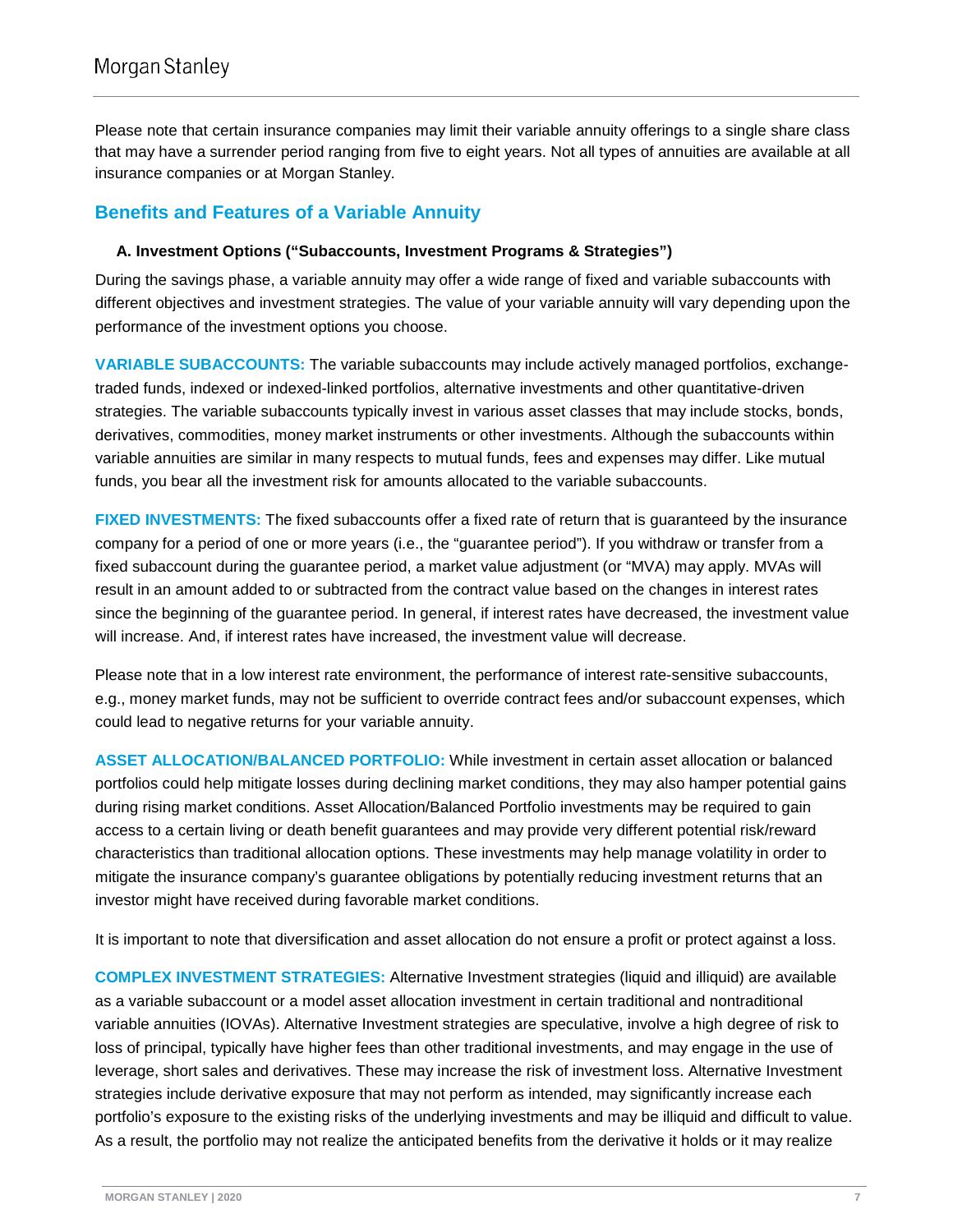Please note that certain insurance companies may limit their variable annuity offerings to a single share class that may have a surrender period ranging from five to eight years. Not all types of annuities are available at all insurance companies or at Morgan Stanley.

## Benefits and Features of a Variable Annuity

### A. Investment Options ("Subaccounts, Investment Programs & Strategies")

During the savings phase, a variable annuity may offer a wide range of fixed and variable subaccounts with different objectives and investment strategies. The value of your variable annuity will vary depending upon the performance of the investment options you choose.

**VARIABLE SUBACCOUNTS:** The variable subaccounts may include actively managed portfolios, exchange-traded funds, indexed or indexed-linked portfolios, alternative investments and other quantitative-driven strategies. The variable subaccounts typically invest in various asset classes that may include stocks, bonds, derivatives, commodities, money market instruments or other investments. Although the subaccounts within variable annuities are similar in many respects to mutual funds, fees and expenses may differ. Like mutual funds, you bear all the investment risk for amounts allocated to the variable subaccounts.

**FIXED INVESTMENTS:** The fixed subaccounts offer a fixed rate of return that is guaranteed by the insurance company for a period of one or more years (i.e., the "guarantee period"). If you withdraw or transfer from a fixed subaccount during the guarantee period, a market value adjustment (or "MVA) may apply. MVAs will result in an amount added to or subtracted from the contract value based on the changes in interest rates since the beginning of the guarantee period. In general, if interest rates have decreased, the investment value will increase. And, if interest rates have increased, the investment value will decrease.

Please note that in a low interest rate environment, the performance of interest rate-sensitive subaccounts, e.g., money market funds, may not be sufficient to override contract fees and/or subaccount expenses, which could lead to negative returns for your variable annuity.

**ASSET ALLOCATION/BALANCED PORTFOLIO:** While investment in certain asset allocation or balanced portfolios could help mitigate losses during declining market conditions, they may also hamper potential gains during rising market conditions. Asset Allocation/Balanced Portfolio investments may be required to gain access to a certain living or death benefit guarantees and may provide very different potential risk/reward characteristics than traditional allocation options. These investments may help manage volatility in order to mitigate the insurance company's guarantee obligations by potentially reducing investment returns that an investor might have received during favorable market conditions.

It is important to note that diversification and asset allocation do not ensure a profit or protect against a loss.

**COMPLEX INVESTMENT STRATEGIES:** Alternative Investment strategies (liquid and illiquid) are available as a variable subaccount or a model asset allocation investment in certain traditional and nontraditional variable annuities (IOVAs). Alternative Investment strategies are speculative, involve a high degree of risk to loss of principal, typically have higher fees than other traditional investments, and may engage in the use of leverage, short sales and derivatives. These may increase the risk of investment loss. Alternative Investment strategies include derivative exposure that may not perform as intended, may significantly increase each portfolio's exposure to the existing risks of the underlying investments and may be illiquid and difficult to value. As a result, the portfolio may not realize the anticipated benefits from the derivative it holds or it may realize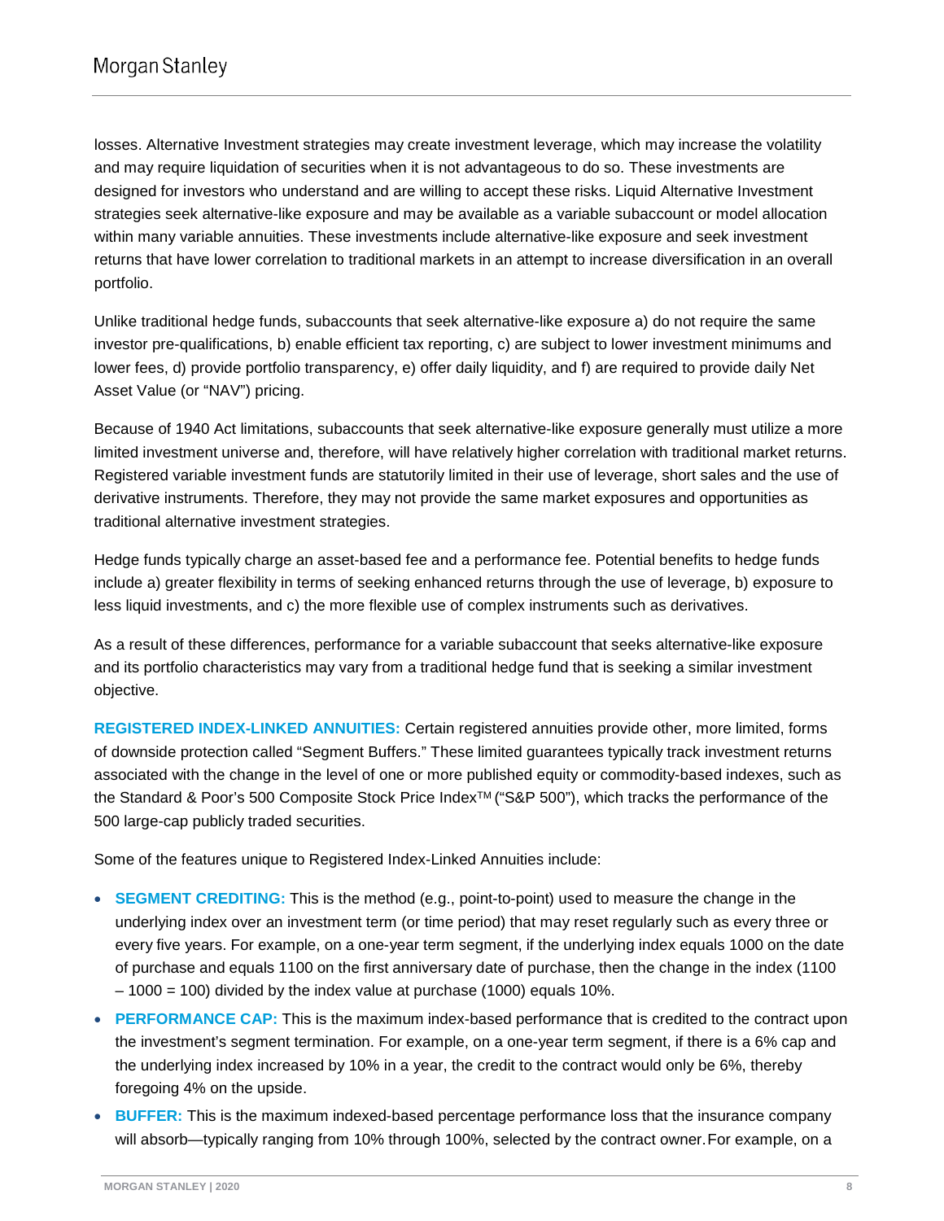losses. Alternative Investment strategies may create investment leverage, which may increase the volatility and may require liquidation of securities when it is not advantageous to do so. These investments are designed for investors who understand and are willing to accept these risks. Liquid Alternative Investment strategies seek alternative-like exposure and may be available as a variable subaccount or model allocation within many variable annuities. These investments include alternative-like exposure and seek investment returns that have lower correlation to traditional markets in an attempt to increase diversification in an overall portfolio.

Unlike traditional hedge funds, subaccounts that seek alternative-like exposure a) do not require the same investor pre-qualifications, b) enable efficient tax reporting, c) are subject to lower investment minimums and lower fees, d) provide portfolio transparency, e) offer daily liquidity, and f) are required to provide daily Net Asset Value (or "NAV") pricing.

Because of 1940 Act limitations, subaccounts that seek alternative-like exposure generally must utilize a more limited investment universe and, therefore, will have relatively higher correlation with traditional market returns. Registered variable investment funds are statutorily limited in their use of leverage, short sales and the use of derivative instruments. Therefore, they may not provide the same market exposures and opportunities as traditional alternative investment strategies.

Hedge funds typically charge an asset-based fee and a performance fee. Potential benefits to hedge funds include a) greater flexibility in terms of seeking enhanced returns through the use of leverage, b) exposure to less liquid investments, and c) the more flexible use of complex instruments such as derivatives.

As a result of these differences, performance for a variable subaccount that seeks alternative-like exposure and its portfolio characteristics may vary from a traditional hedge fund that is seeking a similar investment objective.

**REGISTERED INDEX-LINKED ANNUITIES:** Certain registered annuities provide other, more limited, forms of downside protection called "Segment Buffers." These limited guarantees typically track investment returns associated with the change in the level of one or more published equity or commodity-based indexes, such as the Standard & Poor's 500 Composite Stock Price Index™ ("S&P 500"), which tracks the performance of the 500 large-cap publicly traded securities.

Some of the features unique to Registered Index-Linked Annuities include:

- **SEGMENT CREDITING:** This is the method (e.g., point-to-point) used to measure the change in the underlying index over an investment term (or time period) that may reset regularly such as every three or every five years. For example, on a one-year term segment, if the underlying index equals 1000 on the date of purchase and equals 1100 on the first anniversary date of purchase, then the change in the index (1100 – 1000 = 100) divided by the index value at purchase (1000) equals 10%.
- **PERFORMANCE CAP:** This is the maximum index-based performance that is credited to the contract upon the investment's segment termination. For example, on a one-year term segment, if there is a 6% cap and the underlying index increased by 10% in a year, the credit to the contract would only be 6%, thereby foregoing 4% on the upside.
- **BUFFER:** This is the maximum indexed-based percentage performance loss that the insurance company will absorb—typically ranging from 10% through 100%, selected by the contract owner. For example, on a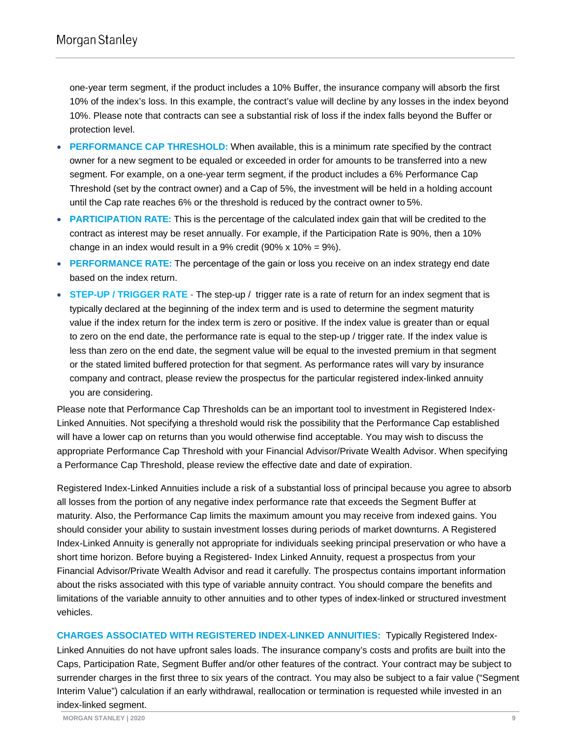one-year term segment, if the product includes a 10% Buffer, the insurance company will absorb the first 10% of the index's loss. In this example, the contract's value will decline by any losses in the index beyond 10%. Please note that contracts can see a substantial risk of loss if the index falls beyond the Buffer or protection level.

- **PERFORMANCE CAP THRESHOLD:** When available, this is a minimum rate specified by the contract owner for a new segment to be equaled or exceeded in order for amounts to be transferred into a new segment. For example, on a one-year term segment, if the product includes a 6% Performance Cap Threshold (set by the contract owner) and a Cap of 5%, the investment will be held in a holding account until the Cap rate reaches 6% or the threshold is reduced by the contract owner to 5%.
- **PARTICIPATION RATE:** This is the percentage of the calculated index gain that will be credited to the contract as interest may be reset annually. For example, if the Participation Rate is 90%, then a 10% change in an index would result in a 9% credit (90% x 10% = 9%).
- **PERFORMANCE RATE:** The percentage of the gain or loss you receive on an index strategy end date based on the index return.
- **STEP-UP / TRIGGER RATE** - The step-up / trigger rate is a rate of return for an index segment that is typically declared at the beginning of the index term and is used to determine the segment maturity value if the index return for the index term is zero or positive. If the index value is greater than or equal to zero on the end date, the performance rate is equal to the step-up / trigger rate. If the index value is less than zero on the end date, the segment value will be equal to the invested premium in that segment or the stated limited buffered protection for that segment. As performance rates will vary by insurance company and contract, please review the prospectus for the particular registered index-linked annuity you are considering.

Please note that Performance Cap Thresholds can be an important tool to investment in Registered Index-Linked Annuities. Not specifying a threshold would risk the possibility that the Performance Cap established will have a lower cap on returns than you would otherwise find acceptable. You may wish to discuss the appropriate Performance Cap Threshold with your Financial Advisor/Private Wealth Advisor. When specifying a Performance Cap Threshold, please review the effective date and date of expiration.

Registered Index-Linked Annuities include a risk of a substantial loss of principal because you agree to absorb all losses from the portion of any negative index performance rate that exceeds the Segment Buffer at maturity. Also, the Performance Cap limits the maximum amount you may receive from indexed gains. You should consider your ability to sustain investment losses during periods of market downturns. A Registered Index-Linked Annuity is generally not appropriate for individuals seeking principal preservation or who have a short time horizon. Before buying a Registered- Index Linked Annuity, request a prospectus from your Financial Advisor/Private Wealth Advisor and read it carefully. The prospectus contains important information about the risks associated with this type of variable annuity contract. You should compare the benefits and limitations of the variable annuity to other annuities and to other types of index-linked or structured investment vehicles.

**CHARGES ASSOCIATED WITH REGISTERED INDEX-LINKED ANNUITIES:** Typically Registered Index-Linked Annuities do not have upfront sales loads. The insurance company's costs and profits are built into the Caps, Participation Rate, Segment Buffer and/or other features of the contract. Your contract may be subject to surrender charges in the first three to six years of the contract. You may also be subject to a fair value ("Segment Interim Value") calculation if an early withdrawal, reallocation or termination is requested while invested in an index-linked segment.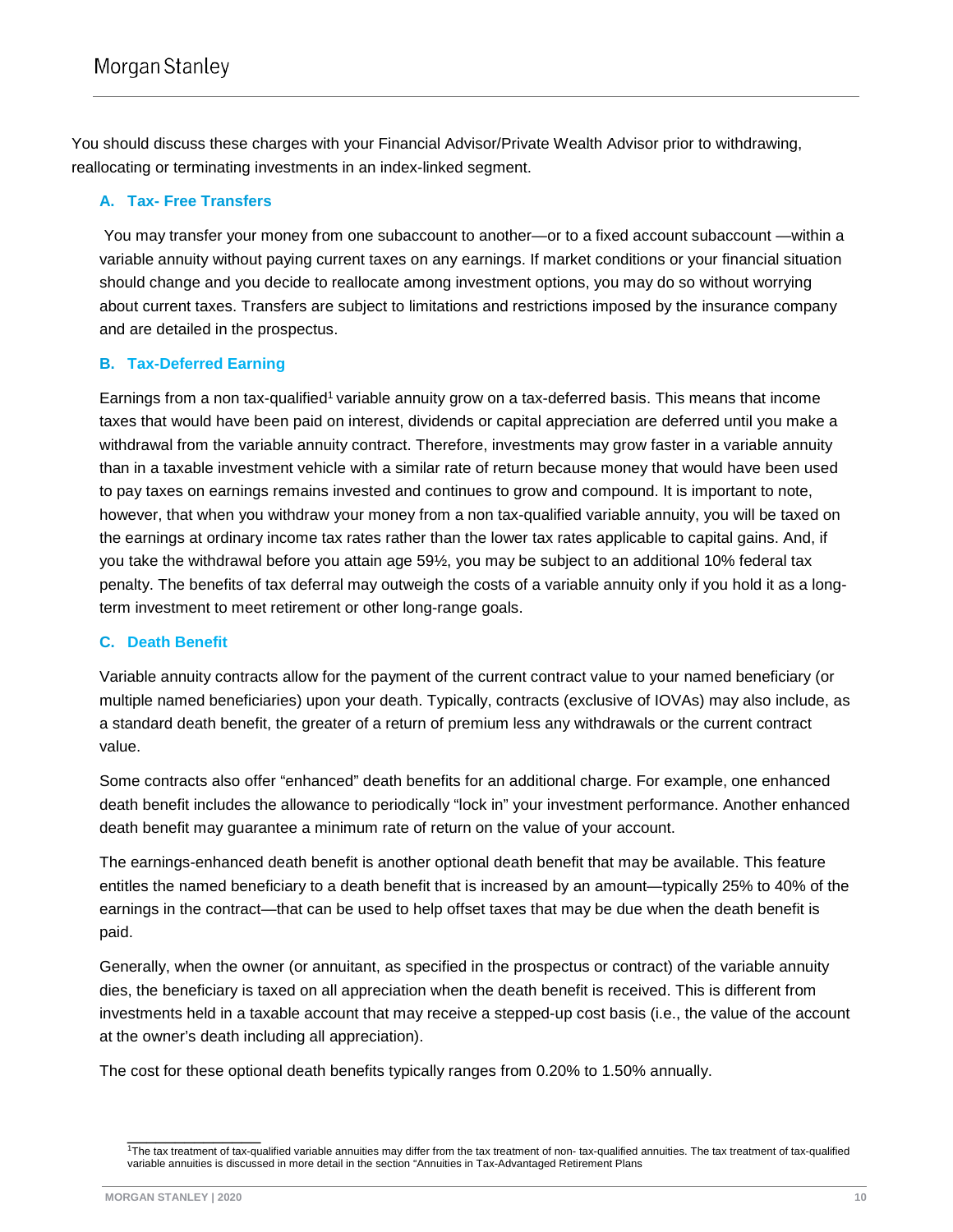You should discuss these charges with your Financial Advisor/Private Wealth Advisor prior to withdrawing, reallocating or terminating investments in an index-linked segment.

### A. Tax- Free Transfers

You may transfer your money from one subaccount to another—or to a fixed account subaccount —within a variable annuity without paying current taxes on any earnings. If market conditions or your financial situation should change and you decide to reallocate among investment options, you may do so without worrying about current taxes. Transfers are subject to limitations and restrictions imposed by the insurance company and are detailed in the prospectus.

### B. Tax-Deferred Earning

Earnings from a non tax-qualified[1] variable annuity grow on a tax-deferred basis. This means that income taxes that would have been paid on interest, dividends or capital appreciation are deferred until you make a withdrawal from the variable annuity contract. Therefore, investments may grow faster in a variable annuity than in a taxable investment vehicle with a similar rate of return because money that would have been used to pay taxes on earnings remains invested and continues to grow and compound. It is important to note, however, that when you withdraw your money from a non tax-qualified variable annuity, you will be taxed on the earnings at ordinary income tax rates rather than the lower tax rates applicable to capital gains. And, if you take the withdrawal before you attain age 59½, you may be subject to an additional 10% federal tax penalty. The benefits of tax deferral may outweigh the costs of a variable annuity only if you hold it as a long-term investment to meet retirement or other long-range goals.

### C. Death Benefit

Variable annuity contracts allow for the payment of the current contract value to your named beneficiary (or multiple named beneficiaries) upon your death. Typically, contracts (exclusive of IOVAs) may also include, as a standard death benefit, the greater of a return of premium less any withdrawals or the current contract value.

Some contracts also offer "enhanced" death benefits for an additional charge. For example, one enhanced death benefit includes the allowance to periodically "lock in" your investment performance. Another enhanced death benefit may guarantee a minimum rate of return on the value of your account.

The earnings-enhanced death benefit is another optional death benefit that may be available. This feature entitles the named beneficiary to a death benefit that is increased by an amount—typically 25% to 40% of the earnings in the contract—that can be used to help offset taxes that may be due when the death benefit is paid.

Generally, when the owner (or annuitant, as specified in the prospectus or contract) of the variable annuity dies, the beneficiary is taxed on all appreciation when the death benefit is received. This is different from investments held in a taxable account that may receive a stepped-up cost basis (i.e., the value of the account at the owner's death including all appreciation).

The cost for these optional death benefits typically ranges from 0.20% to 1.50% annually.

---

[1]The tax treatment of tax-qualified variable annuities may differ from the tax treatment of non- tax-qualified annuities. The tax treatment of tax-qualified variable annuities is discussed in more detail in the section "Annuities in Tax-Advantaged Retirement Plans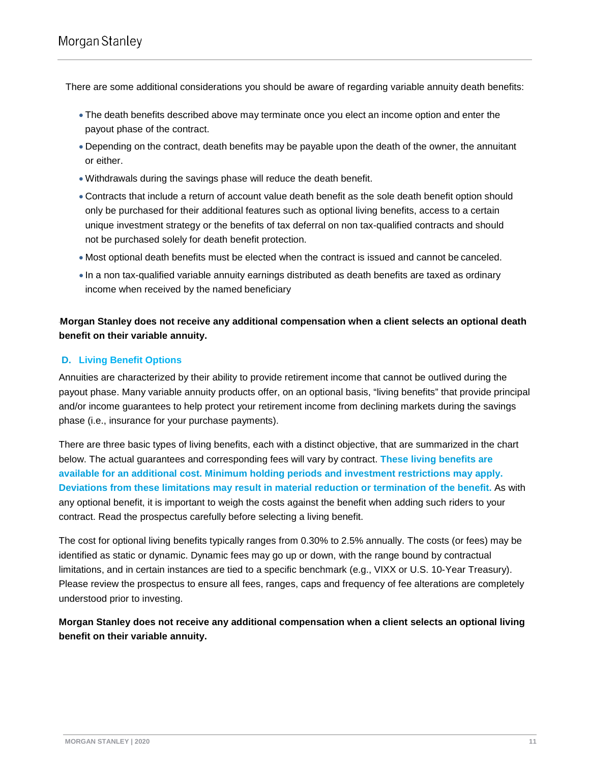There are some additional considerations you should be aware of regarding variable annuity death benefits:

- The death benefits described above may terminate once you elect an income option and enter the payout phase of the contract.
- Depending on the contract, death benefits may be payable upon the death of the owner, the annuitant or either.
- Withdrawals during the savings phase will reduce the death benefit.
- Contracts that include a return of account value death benefit as the sole death benefit option should only be purchased for their additional features such as optional living benefits, access to a certain unique investment strategy or the benefits of tax deferral on non tax-qualified contracts and should not be purchased solely for death benefit protection.
- Most optional death benefits must be elected when the contract is issued and cannot be canceled.
- In a non tax-qualified variable annuity earnings distributed as death benefits are taxed as ordinary income when received by the named beneficiary

**Morgan Stanley does not receive any additional compensation when a client selects an optional death benefit on their variable annuity.**

### D. Living Benefit Options

Annuities are characterized by their ability to provide retirement income that cannot be outlived during the payout phase. Many variable annuity products offer, on an optional basis, "living benefits" that provide principal and/or income guarantees to help protect your retirement income from declining markets during the savings phase (i.e., insurance for your purchase payments).

There are three basic types of living benefits, each with a distinct objective, that are summarized in the chart below. The actual guarantees and corresponding fees will vary by contract. **These living benefits are available for an additional cost. Minimum holding periods and investment restrictions may apply. Deviations from these limitations may result in material reduction or termination of the benefit.** As with any optional benefit, it is important to weigh the costs against the benefit when adding such riders to your contract. Read the prospectus carefully before selecting a living benefit.

The cost for optional living benefits typically ranges from 0.30% to 2.5% annually. The costs (or fees) may be identified as static or dynamic. Dynamic fees may go up or down, with the range bound by contractual limitations, and in certain instances are tied to a specific benchmark (e.g., VIXX or U.S. 10-Year Treasury). Please review the prospectus to ensure all fees, ranges, caps and frequency of fee alterations are completely understood prior to investing.

**Morgan Stanley does not receive any additional compensation when a client selects an optional living benefit on their variable annuity.**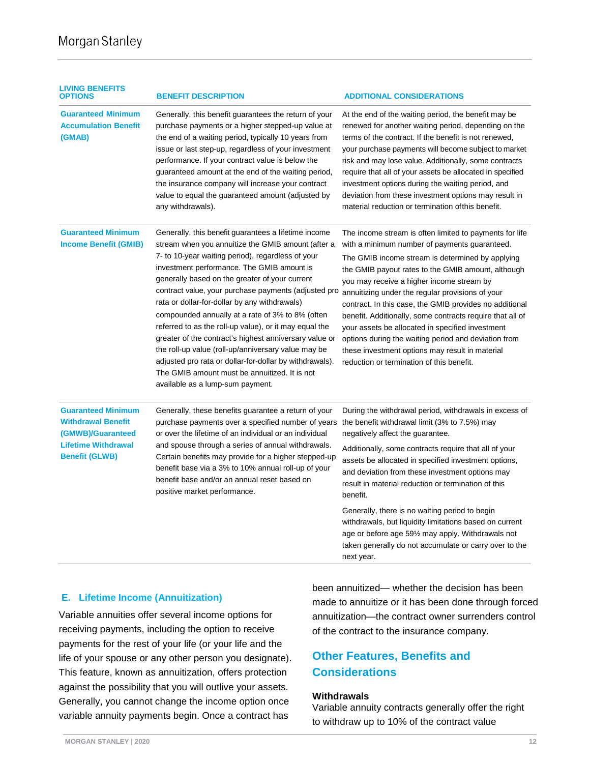| LIVING BENEFITS OPTIONS | BENEFIT DESCRIPTION | ADDITIONAL CONSIDERATIONS |
|---|---|---|
| **Guaranteed Minimum Accumulation Benefit (GMAB)** | Generally, this benefit guarantees the return of your purchase payments or a higher stepped-up value at the end of a waiting period, typically 10 years from issue or last step-up, regardless of your investment performance. If your contract value is below the guaranteed amount at the end of the waiting period, the insurance company will increase your contract value to equal the guaranteed amount (adjusted by any withdrawals). | At the end of the waiting period, the benefit may be renewed for another waiting period, depending on the terms of the contract. If the benefit is not renewed, your purchase payments will become subject to market risk and may lose value. Additionally, some contracts require that all of your assets be allocated in specified investment options during the waiting period, and deviation from these investment options may result in material reduction or termination of this benefit. |
| **Guaranteed Minimum Income Benefit (GMIB)** | Generally, this benefit guarantees a lifetime income stream when you annuitize the GMIB amount (after a 7- to 10-year waiting period), regardless of your investment performance. The GMIB amount is generally based on the greater of your current contract value, your purchase payments (adjusted pro rata or dollar-for-dollar by any withdrawals) compounded annually at a rate of 3% to 8% (often referred to as the roll-up value), or it may equal the greater of the contract's highest anniversary value or the roll-up value (roll-up/anniversary value may be adjusted pro rata or dollar-for-dollar by withdrawals). The GMIB amount must be annuitized. It is not available as a lump-sum payment. | The income stream is often limited to payments for life with a minimum number of payments guaranteed.<br><br>The GMIB income stream is determined by applying the GMIB payout rates to the GMIB amount, although you may receive a higher income stream by annuitizing under the regular provisions of your contract. In this case, the GMIB provides no additional benefit. Additionally, some contracts require that all of your assets be allocated in specified investment options during the waiting period and deviation from these investment options may result in material reduction or termination of this benefit. |
| **Guaranteed Minimum Withdrawal Benefit (GMWB)/Guaranteed Lifetime Withdrawal Benefit (GLWB)** | Generally, these benefits guarantee a return of your purchase payments over a specified number of years or over the lifetime of an individual or an individual and spouse through a series of annual withdrawals. Certain benefits may provide for a higher stepped-up benefit base via a 3% to 10% annual roll-up of your benefit base and/or an annual reset based on positive market performance. | During the withdrawal period, withdrawals in excess of the benefit withdrawal limit (3% to 7.5%) may negatively affect the guarantee.<br><br>Additionally, some contracts require that all of your assets be allocated in specified investment options, and deviation from these investment options may result in material reduction or termination of this benefit.<br><br>Generally, there is no waiting period to begin withdrawals, but liquidity limitations based on current age or before age 59½ may apply. Withdrawals not taken generally do not accumulate or carry over to the next year. |

### E. Lifetime Income (Annuitization)

Variable annuities offer several income options for receiving payments, including the option to receive payments for the rest of your life (or your life and the life of your spouse or any other person you designate). This feature, known as annuitization, offers protection against the possibility that you will outlive your assets. Generally, you cannot change the income option once variable annuity payments begin. Once a contract has been annuitized— whether the decision has been made to annuitize or it has been done through forced annuitization—the contract owner surrenders control of the contract to the insurance company.

## Other Features, Benefits and Considerations

### Withdrawals

Variable annuity contracts generally offer the right to withdraw up to 10% of the contract value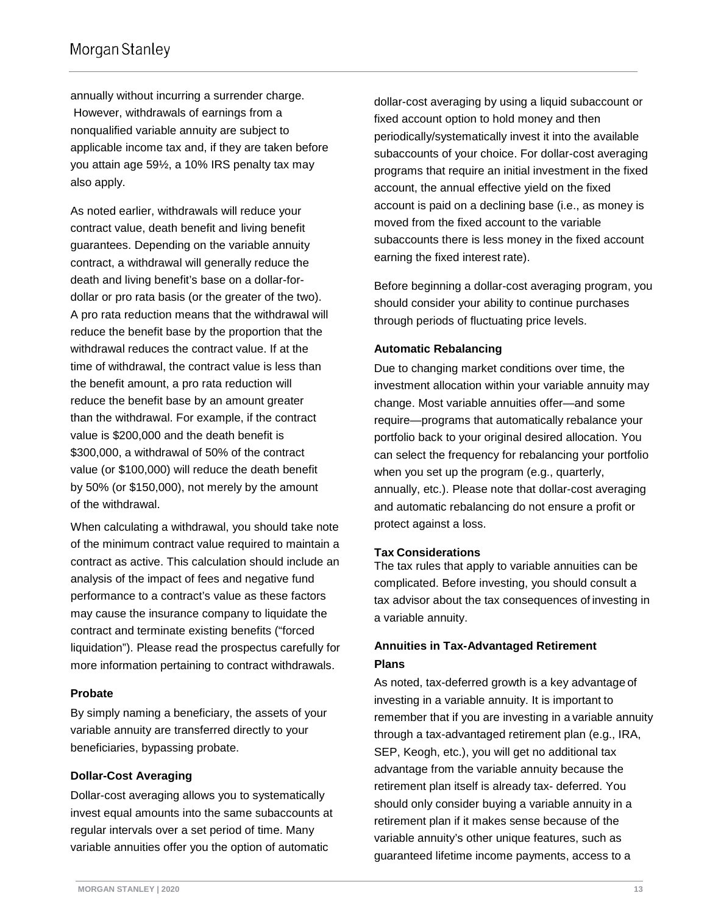annually without incurring a surrender charge. However, withdrawals of earnings from a nonqualified variable annuity are subject to applicable income tax and, if they are taken before you attain age 59½, a 10% IRS penalty tax may also apply.

As noted earlier, withdrawals will reduce your contract value, death benefit and living benefit guarantees. Depending on the variable annuity contract, a withdrawal will generally reduce the death and living benefit's base on a dollar-for-dollar or pro rata basis (or the greater of the two). A pro rata reduction means that the withdrawal will reduce the benefit base by the proportion that the withdrawal reduces the contract value. If at the time of withdrawal, the contract value is less than the benefit amount, a pro rata reduction will reduce the benefit base by an amount greater than the withdrawal. For example, if the contract value is $200,000 and the death benefit is $300,000, a withdrawal of 50% of the contract value (or $100,000) will reduce the death benefit by 50% (or $150,000), not merely by the amount of the withdrawal.

When calculating a withdrawal, you should take note of the minimum contract value required to maintain a contract as active. This calculation should include an analysis of the impact of fees and negative fund performance to a contract's value as these factors may cause the insurance company to liquidate the contract and terminate existing benefits ("forced liquidation"). Please read the prospectus carefully for more information pertaining to contract withdrawals.

#### Probate

By simply naming a beneficiary, the assets of your variable annuity are transferred directly to your beneficiaries, bypassing probate.

#### Dollar-Cost Averaging

Dollar-cost averaging allows you to systematically invest equal amounts into the same subaccounts at regular intervals over a set period of time. Many variable annuities offer you the option of automatic dollar-cost averaging by using a liquid subaccount or fixed account option to hold money and then periodically/systematically invest it into the available subaccounts of your choice. For dollar-cost averaging programs that require an initial investment in the fixed account, the annual effective yield on the fixed account is paid on a declining base (i.e., as money is moved from the fixed account to the variable subaccounts there is less money in the fixed account earning the fixed interest rate).

Before beginning a dollar-cost averaging program, you should consider your ability to continue purchases through periods of fluctuating price levels.

#### Automatic Rebalancing

Due to changing market conditions over time, the investment allocation within your variable annuity may change. Most variable annuities offer—and some require—programs that automatically rebalance your portfolio back to your original desired allocation. You can select the frequency for rebalancing your portfolio when you set up the program (e.g., quarterly, annually, etc.). Please note that dollar-cost averaging and automatic rebalancing do not ensure a profit or protect against a loss.

#### Tax Considerations

The tax rules that apply to variable annuities can be complicated. Before investing, you should consult a tax advisor about the tax consequences of investing in a variable annuity.

#### Annuities in Tax-Advantaged Retirement Plans

As noted, tax-deferred growth is a key advantage of investing in a variable annuity. It is important to remember that if you are investing in a variable annuity through a tax-advantaged retirement plan (e.g., IRA, SEP, Keogh, etc.), you will get no additional tax advantage from the variable annuity because the retirement plan itself is already tax- deferred. You should only consider buying a variable annuity in a retirement plan if it makes sense because of the variable annuity's other unique features, such as guaranteed lifetime income payments, access to a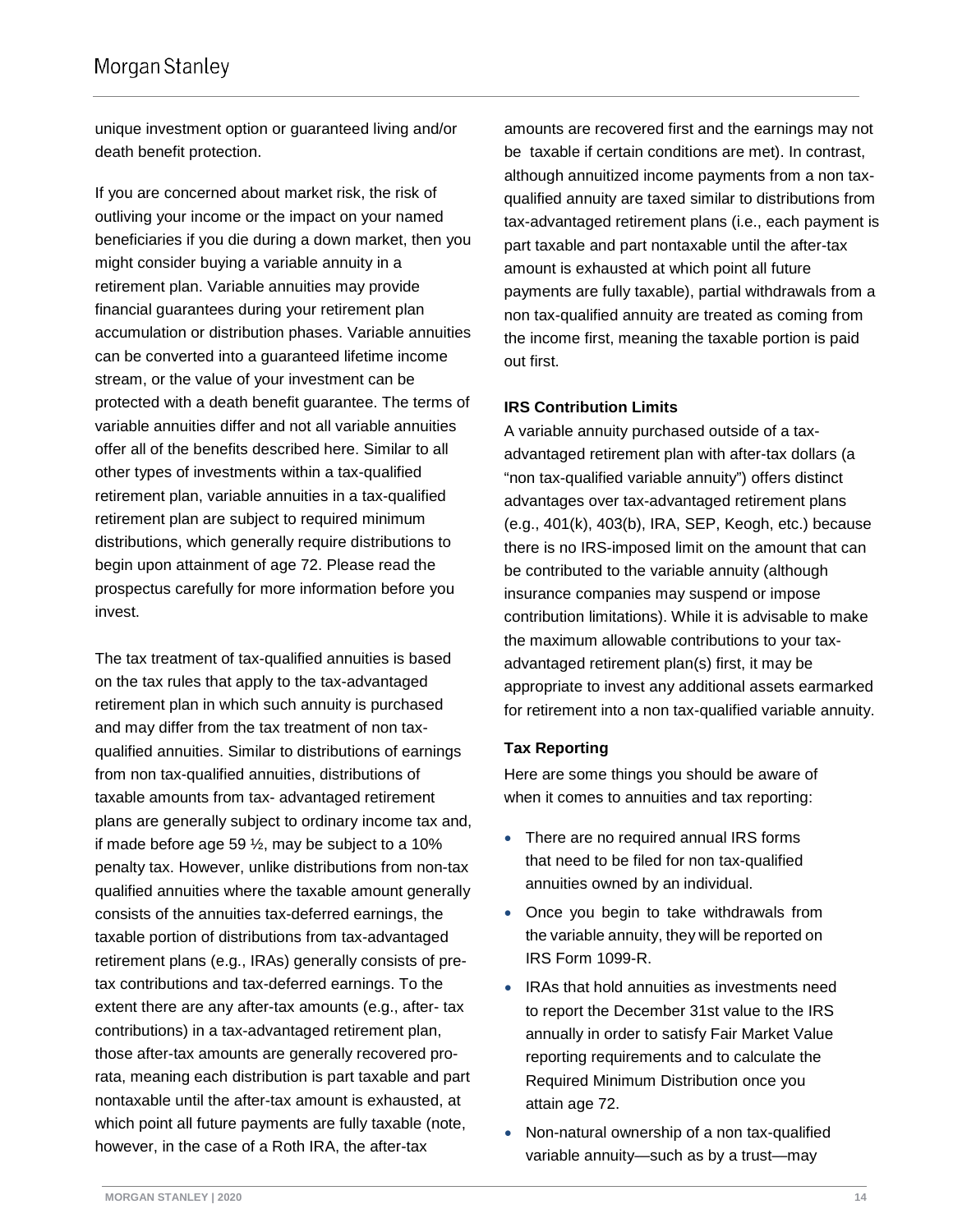unique investment option or guaranteed living and/or death benefit protection.

If you are concerned about market risk, the risk of outliving your income or the impact on your named beneficiaries if you die during a down market, then you might consider buying a variable annuity in a retirement plan. Variable annuities may provide financial guarantees during your retirement plan accumulation or distribution phases. Variable annuities can be converted into a guaranteed lifetime income stream, or the value of your investment can be protected with a death benefit guarantee. The terms of variable annuities differ and not all variable annuities offer all of the benefits described here. Similar to all other types of investments within a tax-qualified retirement plan, variable annuities in a tax-qualified retirement plan are subject to required minimum distributions, which generally require distributions to begin upon attainment of age 72. Please read the prospectus carefully for more information before you invest.

The tax treatment of tax-qualified annuities is based on the tax rules that apply to the tax-advantaged retirement plan in which such annuity is purchased and may differ from the tax treatment of non tax-qualified annuities. Similar to distributions of earnings from non tax-qualified annuities, distributions of taxable amounts from tax- advantaged retirement plans are generally subject to ordinary income tax and, if made before age 59 ½, may be subject to a 10% penalty tax. However, unlike distributions from non-tax qualified annuities where the taxable amount generally consists of the annuities tax-deferred earnings, the taxable portion of distributions from tax-advantaged retirement plans (e.g., IRAs) generally consists of pre-tax contributions and tax-deferred earnings. To the extent there are any after-tax amounts (e.g., after- tax contributions) in a tax-advantaged retirement plan, those after-tax amounts are generally recovered pro-rata, meaning each distribution is part taxable and part nontaxable until the after-tax amount is exhausted, at which point all future payments are fully taxable (note, however, in the case of a Roth IRA, the after-tax amounts are recovered first and the earnings may not be taxable if certain conditions are met). In contrast, although annuitized income payments from a non tax-qualified annuity are taxed similar to distributions from tax-advantaged retirement plans (i.e., each payment is part taxable and part nontaxable until the after-tax amount is exhausted at which point all future payments are fully taxable), partial withdrawals from a non tax-qualified annuity are treated as coming from the income first, meaning the taxable portion is paid out first.

**IRS Contribution Limits**

A variable annuity purchased outside of a tax-advantaged retirement plan with after-tax dollars (a "non tax-qualified variable annuity") offers distinct advantages over tax-advantaged retirement plans (e.g., 401(k), 403(b), IRA, SEP, Keogh, etc.) because there is no IRS-imposed limit on the amount that can be contributed to the variable annuity (although insurance companies may suspend or impose contribution limitations). While it is advisable to make the maximum allowable contributions to your tax-advantaged retirement plan(s) first, it may be appropriate to invest any additional assets earmarked for retirement into a non tax-qualified variable annuity.

**Tax Reporting**

Here are some things you should be aware of when it comes to annuities and tax reporting:

- There are no required annual IRS forms that need to be filed for non tax-qualified annuities owned by an individual.
- Once you begin to take withdrawals from the variable annuity, they will be reported on IRS Form 1099-R.
- IRAs that hold annuities as investments need to report the December 31st value to the IRS annually in order to satisfy Fair Market Value reporting requirements and to calculate the Required Minimum Distribution once you attain age 72.
- Non-natural ownership of a non tax-qualified variable annuity—such as by a trust—may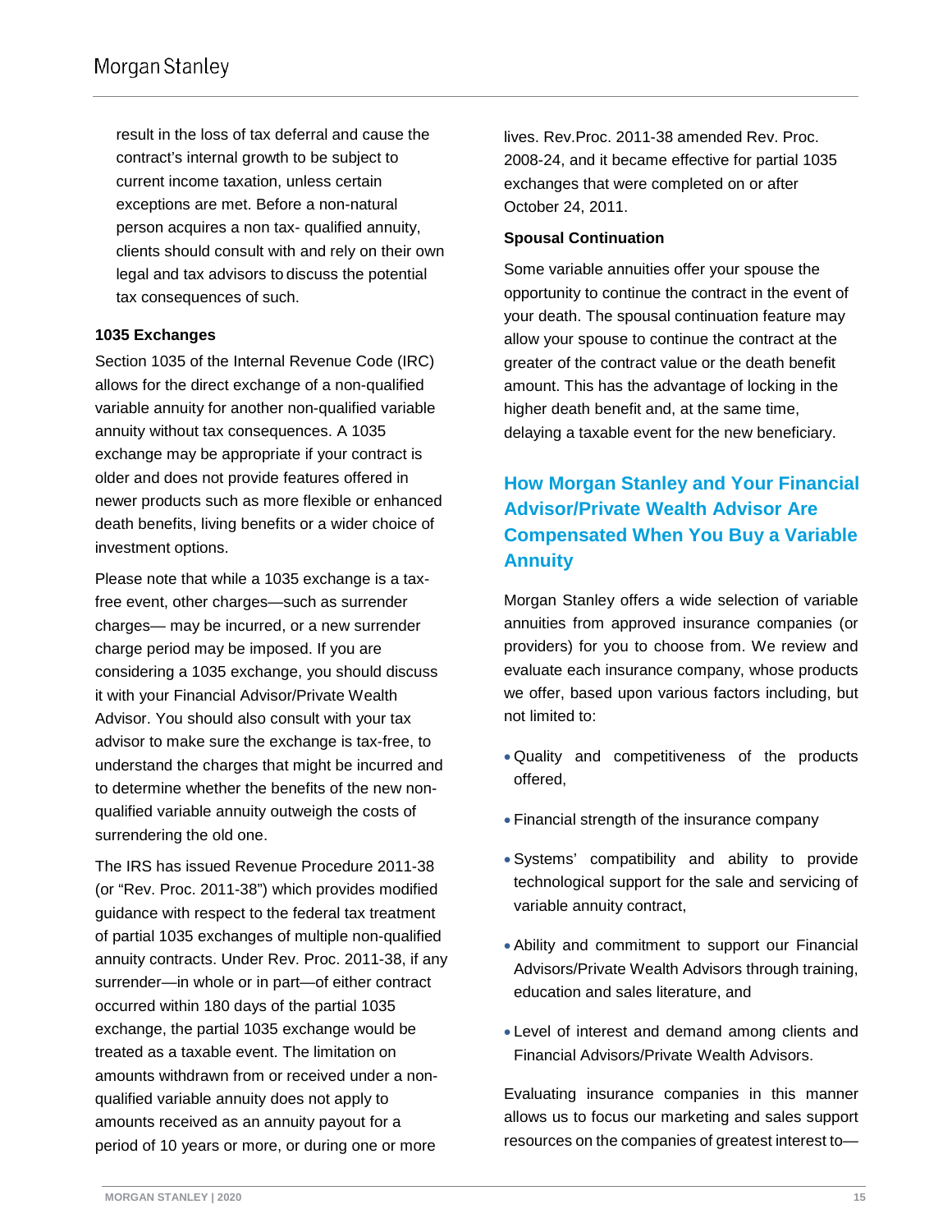result in the loss of tax deferral and cause the contract's internal growth to be subject to current income taxation, unless certain exceptions are met. Before a non-natural person acquires a non tax- qualified annuity, clients should consult with and rely on their own legal and tax advisors to discuss the potential tax consequences of such.

**1035 Exchanges**

Section 1035 of the Internal Revenue Code (IRC) allows for the direct exchange of a non-qualified variable annuity for another non-qualified variable annuity without tax consequences. A 1035 exchange may be appropriate if your contract is older and does not provide features offered in newer products such as more flexible or enhanced death benefits, living benefits or a wider choice of investment options.

Please note that while a 1035 exchange is a tax-free event, other charges—such as surrender charges— may be incurred, or a new surrender charge period may be imposed. If you are considering a 1035 exchange, you should discuss it with your Financial Advisor/Private Wealth Advisor. You should also consult with your tax advisor to make sure the exchange is tax-free, to understand the charges that might be incurred and to determine whether the benefits of the new non-qualified variable annuity outweigh the costs of surrendering the old one.

The IRS has issued Revenue Procedure 2011-38 (or "Rev. Proc. 2011-38") which provides modified guidance with respect to the federal tax treatment of partial 1035 exchanges of multiple non-qualified annuity contracts. Under Rev. Proc. 2011-38, if any surrender—in whole or in part—of either contract occurred within 180 days of the partial 1035 exchange, the partial 1035 exchange would be treated as a taxable event. The limitation on amounts withdrawn from or received under a non-qualified variable annuity does not apply to amounts received as an annuity payout for a period of 10 years or more, or during one or more lives. Rev.Proc. 2011-38 amended Rev. Proc. 2008-24, and it became effective for partial 1035 exchanges that were completed on or after October 24, 2011.

**Spousal Continuation**

Some variable annuities offer your spouse the opportunity to continue the contract in the event of your death. The spousal continuation feature may allow your spouse to continue the contract at the greater of the contract value or the death benefit amount. This has the advantage of locking in the higher death benefit and, at the same time, delaying a taxable event for the new beneficiary.

## How Morgan Stanley and Your Financial Advisor/Private Wealth Advisor Are Compensated When You Buy a Variable Annuity

Morgan Stanley offers a wide selection of variable annuities from approved insurance companies (or providers) for you to choose from. We review and evaluate each insurance company, whose products we offer, based upon various factors including, but not limited to:

- Quality and competitiveness of the products offered,
- Financial strength of the insurance company
- Systems' compatibility and ability to provide technological support for the sale and servicing of variable annuity contract,
- Ability and commitment to support our Financial Advisors/Private Wealth Advisors through training, education and sales literature, and
- Level of interest and demand among clients and Financial Advisors/Private Wealth Advisors.

Evaluating insurance companies in this manner allows us to focus our marketing and sales support resources on the companies of greatest interest to—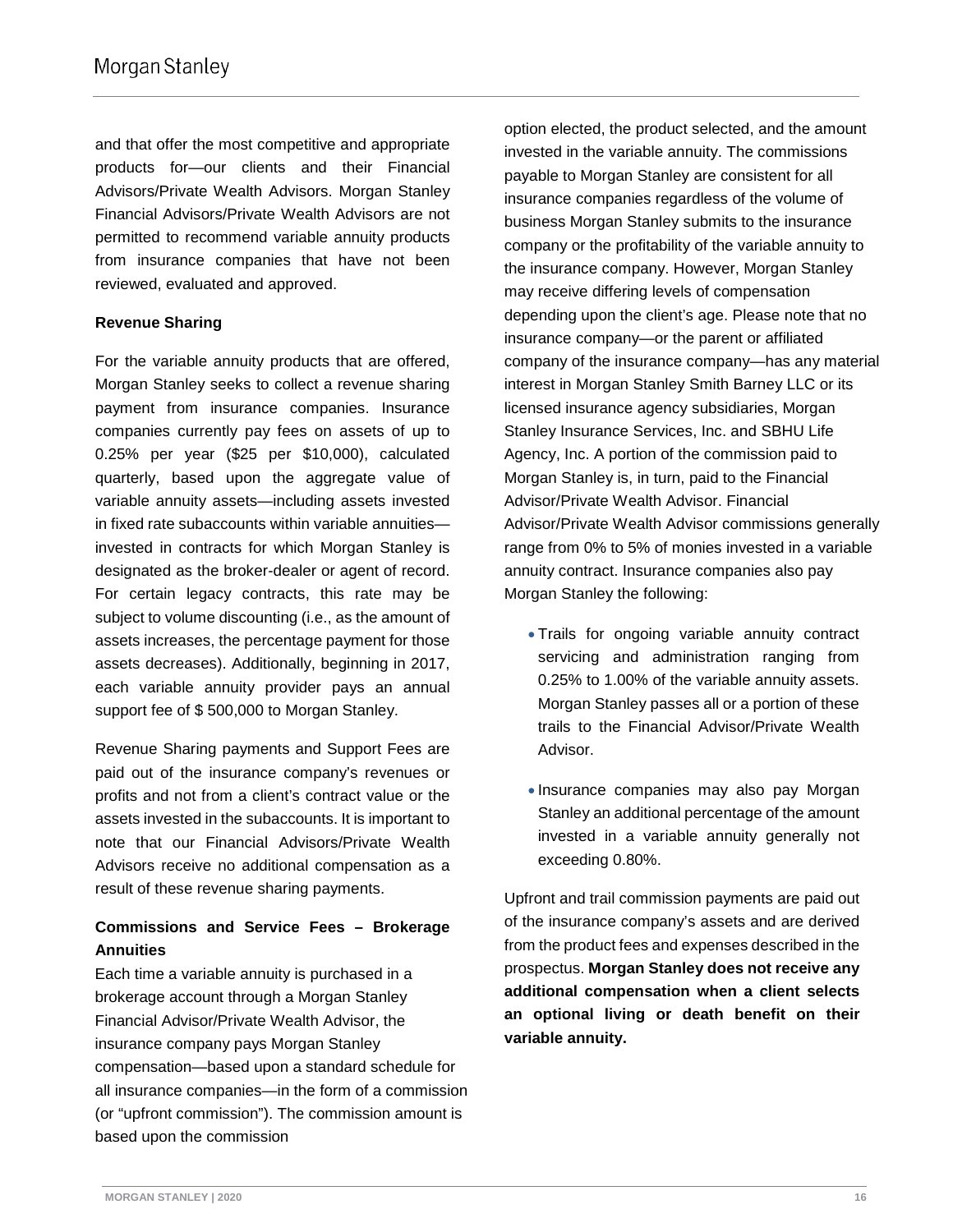and that offer the most competitive and appropriate products for—our clients and their Financial Advisors/Private Wealth Advisors. Morgan Stanley Financial Advisors/Private Wealth Advisors are not permitted to recommend variable annuity products from insurance companies that have not been reviewed, evaluated and approved.

**Revenue Sharing**

For the variable annuity products that are offered, Morgan Stanley seeks to collect a revenue sharing payment from insurance companies. Insurance companies currently pay fees on assets of up to 0.25% per year ($25 per $10,000), calculated quarterly, based upon the aggregate value of variable annuity assets—including assets invested in fixed rate subaccounts within variable annuities—invested in contracts for which Morgan Stanley is designated as the broker-dealer or agent of record. For certain legacy contracts, this rate may be subject to volume discounting (i.e., as the amount of assets increases, the percentage payment for those assets decreases). Additionally, beginning in 2017, each variable annuity provider pays an annual support fee of $ 500,000 to Morgan Stanley.

Revenue Sharing payments and Support Fees are paid out of the insurance company's revenues or profits and not from a client's contract value or the assets invested in the subaccounts. It is important to note that our Financial Advisors/Private Wealth Advisors receive no additional compensation as a result of these revenue sharing payments.

**Commissions and Service Fees – Brokerage Annuities**

Each time a variable annuity is purchased in a brokerage account through a Morgan Stanley Financial Advisor/Private Wealth Advisor, the insurance company pays Morgan Stanley compensation—based upon a standard schedule for all insurance companies—in the form of a commission (or "upfront commission"). The commission amount is based upon the commission option elected, the product selected, and the amount invested in the variable annuity. The commissions payable to Morgan Stanley are consistent for all insurance companies regardless of the volume of business Morgan Stanley submits to the insurance company or the profitability of the variable annuity to the insurance company. However, Morgan Stanley may receive differing levels of compensation depending upon the client's age. Please note that no insurance company—or the parent or affiliated company of the insurance company—has any material interest in Morgan Stanley Smith Barney LLC or its licensed insurance agency subsidiaries, Morgan Stanley Insurance Services, Inc. and SBHU Life Agency, Inc. A portion of the commission paid to Morgan Stanley is, in turn, paid to the Financial Advisor/Private Wealth Advisor. Financial Advisor/Private Wealth Advisor commissions generally range from 0% to 5% of monies invested in a variable annuity contract. Insurance companies also pay Morgan Stanley the following:

- Trails for ongoing variable annuity contract servicing and administration ranging from 0.25% to 1.00% of the variable annuity assets. Morgan Stanley passes all or a portion of these trails to the Financial Advisor/Private Wealth Advisor.
- Insurance companies may also pay Morgan Stanley an additional percentage of the amount invested in a variable annuity generally not exceeding 0.80%.

Upfront and trail commission payments are paid out of the insurance company's assets and are derived from the product fees and expenses described in the prospectus. **Morgan Stanley does not receive any additional compensation when a client selects an optional living or death benefit on their variable annuity.**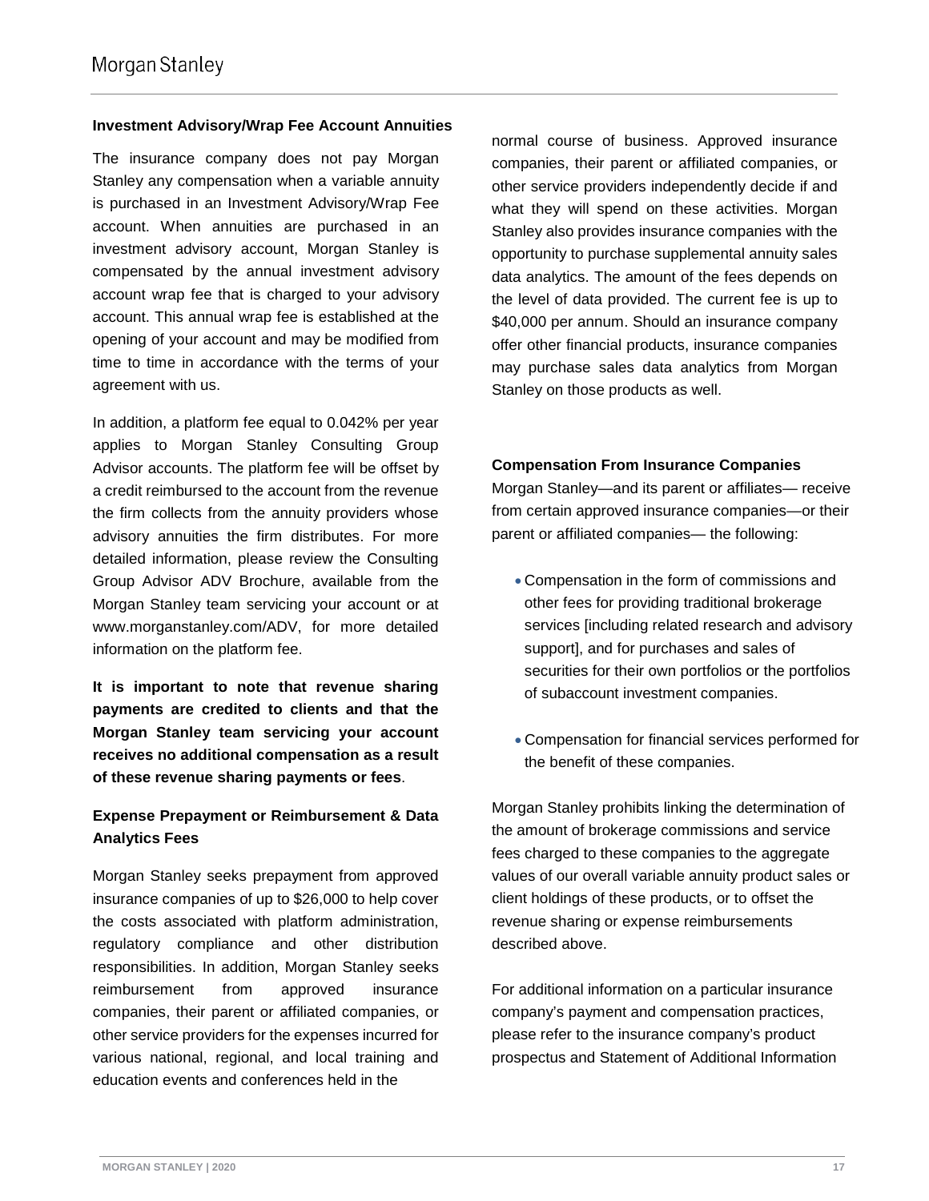### Investment Advisory/Wrap Fee Account Annuities

The insurance company does not pay Morgan Stanley any compensation when a variable annuity is purchased in an Investment Advisory/Wrap Fee account. When annuities are purchased in an investment advisory account, Morgan Stanley is compensated by the annual investment advisory account wrap fee that is charged to your advisory account. This annual wrap fee is established at the opening of your account and may be modified from time to time in accordance with the terms of your agreement with us.

In addition, a platform fee equal to 0.042% per year applies to Morgan Stanley Consulting Group Advisor accounts. The platform fee will be offset by a credit reimbursed to the account from the revenue the firm collects from the annuity providers whose advisory annuities the firm distributes. For more detailed information, please review the Consulting Group Advisor ADV Brochure, available from the Morgan Stanley team servicing your account or at www.morganstanley.com/ADV, for more detailed information on the platform fee.

**It is important to note that revenue sharing payments are credited to clients and that the Morgan Stanley team servicing your account receives no additional compensation as a result of these revenue sharing payments or fees**.

### Expense Prepayment or Reimbursement & Data Analytics Fees

Morgan Stanley seeks prepayment from approved insurance companies of up to $26,000 to help cover the costs associated with platform administration, regulatory compliance and other distribution responsibilities. In addition, Morgan Stanley seeks reimbursement from approved insurance companies, their parent or affiliated companies, or other service providers for the expenses incurred for various national, regional, and local training and education events and conferences held in the normal course of business. Approved insurance companies, their parent or affiliated companies, or other service providers independently decide if and what they will spend on these activities. Morgan Stanley also provides insurance companies with the opportunity to purchase supplemental annuity sales data analytics. The amount of the fees depends on the level of data provided. The current fee is up to $40,000 per annum. Should an insurance company offer other financial products, insurance companies may purchase sales data analytics from Morgan Stanley on those products as well.

### Compensation From Insurance Companies

Morgan Stanley—and its parent or affiliates— receive from certain approved insurance companies—or their parent or affiliated companies— the following:

- Compensation in the form of commissions and other fees for providing traditional brokerage services [including related research and advisory support], and for purchases and sales of securities for their own portfolios or the portfolios of subaccount investment companies.
- Compensation for financial services performed for the benefit of these companies.

Morgan Stanley prohibits linking the determination of the amount of brokerage commissions and service fees charged to these companies to the aggregate values of our overall variable annuity product sales or client holdings of these products, or to offset the revenue sharing or expense reimbursements described above.

For additional information on a particular insurance company's payment and compensation practices, please refer to the insurance company's product prospectus and Statement of Additional Information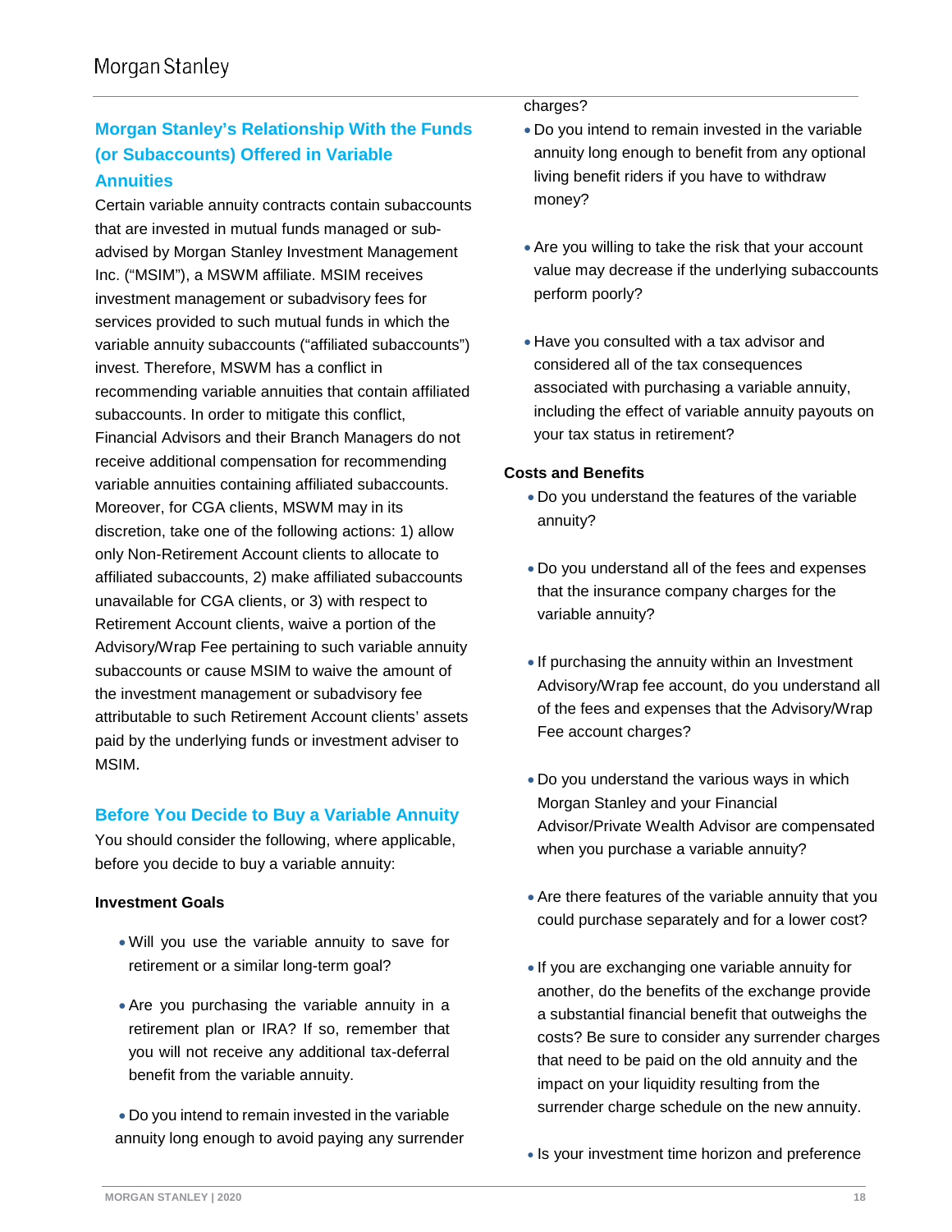## Morgan Stanley's Relationship With the Funds (or Subaccounts) Offered in Variable Annuities

Certain variable annuity contracts contain subaccounts that are invested in mutual funds managed or sub-advised by Morgan Stanley Investment Management Inc. ("MSIM"), a MSWM affiliate. MSIM receives investment management or subadvisory fees for services provided to such mutual funds in which the variable annuity subaccounts ("affiliated subaccounts") invest. Therefore, MSWM has a conflict in recommending variable annuities that contain affiliated subaccounts. In order to mitigate this conflict, Financial Advisors and their Branch Managers do not receive additional compensation for recommending variable annuities containing affiliated subaccounts. Moreover, for CGA clients, MSWM may in its discretion, take one of the following actions: 1) allow only Non-Retirement Account clients to allocate to affiliated subaccounts, 2) make affiliated subaccounts unavailable for CGA clients, or 3) with respect to Retirement Account clients, waive a portion of the Advisory/Wrap Fee pertaining to such variable annuity subaccounts or cause MSIM to waive the amount of the investment management or subadvisory fee attributable to such Retirement Account clients' assets paid by the underlying funds or investment adviser to MSIM.

## Before You Decide to Buy a Variable Annuity

You should consider the following, where applicable, before you decide to buy a variable annuity:

**Investment Goals**

- Will you use the variable annuity to save for retirement or a similar long-term goal?
- Are you purchasing the variable annuity in a retirement plan or IRA? If so, remember that you will not receive any additional tax-deferral benefit from the variable annuity.
- Do you intend to remain invested in the variable annuity long enough to avoid paying any surrender charges?
- Do you intend to remain invested in the variable annuity long enough to benefit from any optional living benefit riders if you have to withdraw money?
- Are you willing to take the risk that your account value may decrease if the underlying subaccounts perform poorly?
- Have you consulted with a tax advisor and considered all of the tax consequences associated with purchasing a variable annuity, including the effect of variable annuity payouts on your tax status in retirement?

**Costs and Benefits**

- Do you understand the features of the variable annuity?
- Do you understand all of the fees and expenses that the insurance company charges for the variable annuity?
- If purchasing the annuity within an Investment Advisory/Wrap fee account, do you understand all of the fees and expenses that the Advisory/Wrap Fee account charges?
- Do you understand the various ways in which Morgan Stanley and your Financial Advisor/Private Wealth Advisor are compensated when you purchase a variable annuity?
- Are there features of the variable annuity that you could purchase separately and for a lower cost?
- If you are exchanging one variable annuity for another, do the benefits of the exchange provide a substantial financial benefit that outweighs the costs? Be sure to consider any surrender charges that need to be paid on the old annuity and the impact on your liquidity resulting from the surrender charge schedule on the new annuity.
- Is your investment time horizon and preference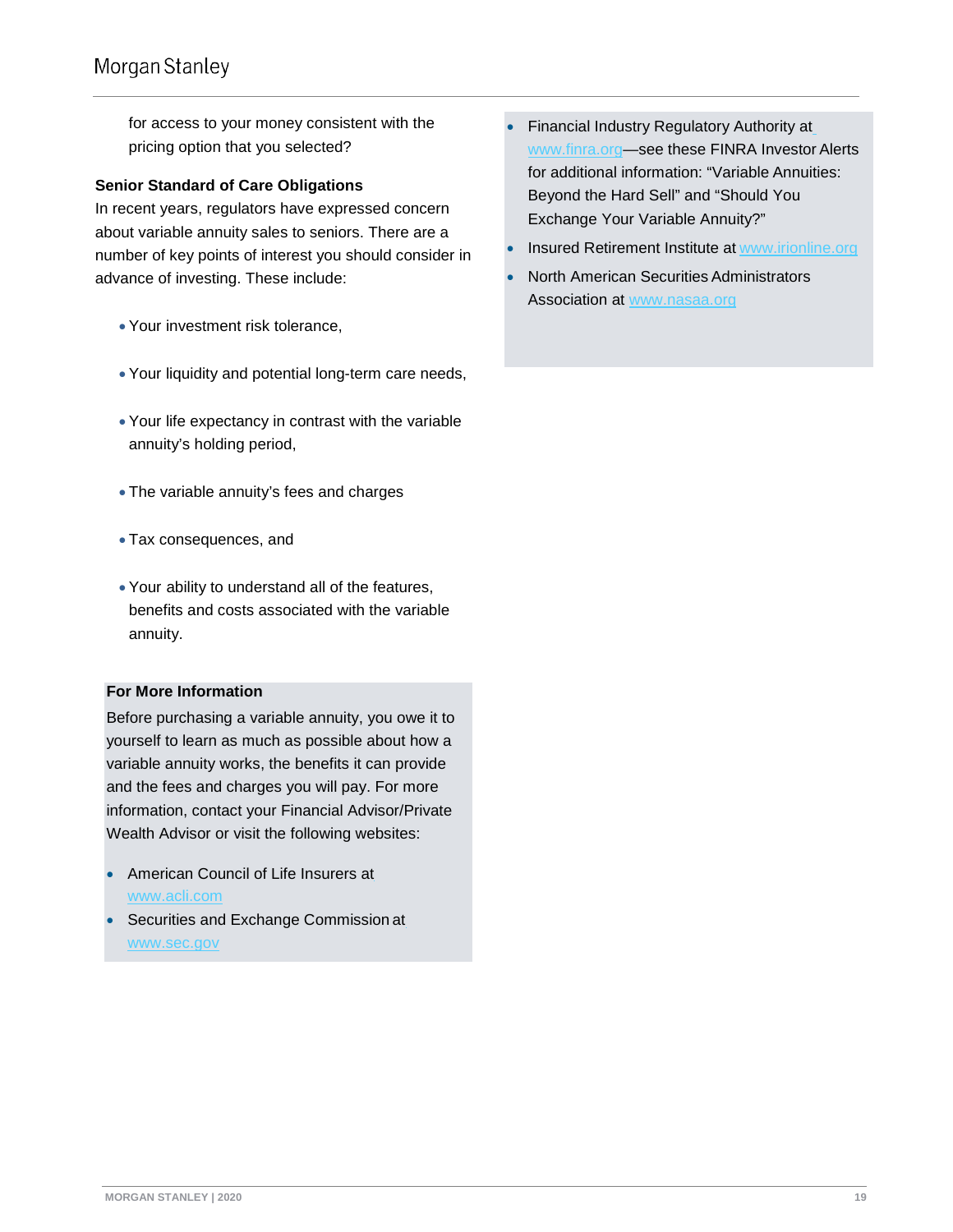for access to your money consistent with the pricing option that you selected?

**Senior Standard of Care Obligations**

In recent years, regulators have expressed concern about variable annuity sales to seniors. There are a number of key points of interest you should consider in advance of investing. These include:

- Your investment risk tolerance,
- Your liquidity and potential long-term care needs,
- Your life expectancy in contrast with the variable annuity's holding period,
- The variable annuity's fees and charges
- Tax consequences, and
- Your ability to understand all of the features, benefits and costs associated with the variable annuity.

**For More Information**

Before purchasing a variable annuity, you owe it to yourself to learn as much as possible about how a variable annuity works, the benefits it can provide and the fees and charges you will pay. For more information, contact your Financial Advisor/Private Wealth Advisor or visit the following websites:

- American Council of Life Insurers at www.acli.com
- Securities and Exchange Commission at www.sec.gov
- Financial Industry Regulatory Authority at www.finra.org—see these FINRA Investor Alerts for additional information: "Variable Annuities: Beyond the Hard Sell" and "Should You Exchange Your Variable Annuity?"
- Insured Retirement Institute at www.irionline.org
- North American Securities Administrators Association at www.nasaa.org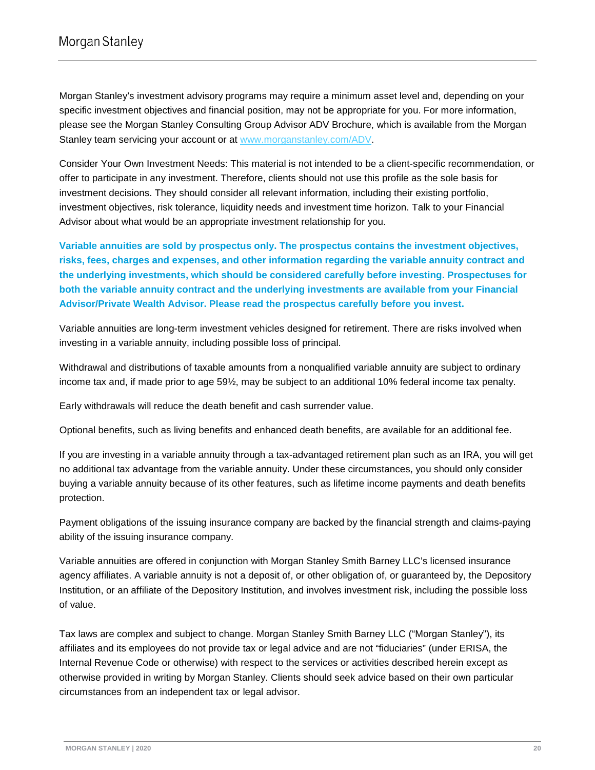Morgan Stanley's investment advisory programs may require a minimum asset level and, depending on your specific investment objectives and financial position, may not be appropriate for you. For more information, please see the Morgan Stanley Consulting Group Advisor ADV Brochure, which is available from the Morgan Stanley team servicing your account or at [www.morganstanley.com/ADV](http://www.morganstanley.com/ADV).

Consider Your Own Investment Needs: This material is not intended to be a client-specific recommendation, or offer to participate in any investment. Therefore, clients should not use this profile as the sole basis for investment decisions. They should consider all relevant information, including their existing portfolio, investment objectives, risk tolerance, liquidity needs and investment time horizon. Talk to your Financial Advisor about what would be an appropriate investment relationship for you.

**Variable annuities are sold by prospectus only. The prospectus contains the investment objectives, risks, fees, charges and expenses, and other information regarding the variable annuity contract and the underlying investments, which should be considered carefully before investing. Prospectuses for both the variable annuity contract and the underlying investments are available from your Financial Advisor/Private Wealth Advisor. Please read the prospectus carefully before you invest.**

Variable annuities are long-term investment vehicles designed for retirement. There are risks involved when investing in a variable annuity, including possible loss of principal.

Withdrawal and distributions of taxable amounts from a nonqualified variable annuity are subject to ordinary income tax and, if made prior to age 59½, may be subject to an additional 10% federal income tax penalty.

Early withdrawals will reduce the death benefit and cash surrender value.

Optional benefits, such as living benefits and enhanced death benefits, are available for an additional fee.

If you are investing in a variable annuity through a tax-advantaged retirement plan such as an IRA, you will get no additional tax advantage from the variable annuity. Under these circumstances, you should only consider buying a variable annuity because of its other features, such as lifetime income payments and death benefits protection.

Payment obligations of the issuing insurance company are backed by the financial strength and claims-paying ability of the issuing insurance company.

Variable annuities are offered in conjunction with Morgan Stanley Smith Barney LLC's licensed insurance agency affiliates. A variable annuity is not a deposit of, or other obligation of, or guaranteed by, the Depository Institution, or an affiliate of the Depository Institution, and involves investment risk, including the possible loss of value.

Tax laws are complex and subject to change. Morgan Stanley Smith Barney LLC ("Morgan Stanley"), its affiliates and its employees do not provide tax or legal advice and are not "fiduciaries" (under ERISA, the Internal Revenue Code or otherwise) with respect to the services or activities described herein except as otherwise provided in writing by Morgan Stanley. Clients should seek advice based on their own particular circumstances from an independent tax or legal advisor.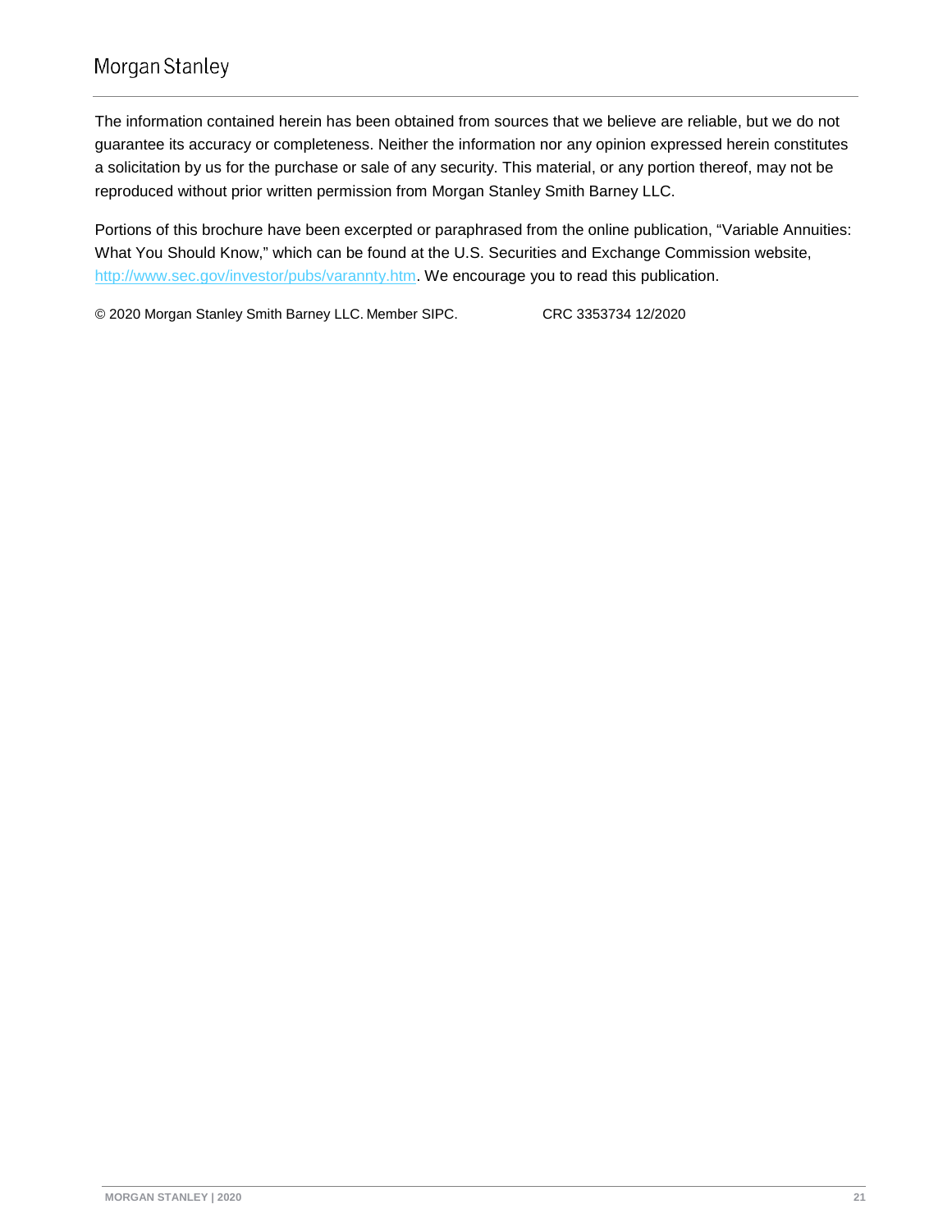The information contained herein has been obtained from sources that we believe are reliable, but we do not guarantee its accuracy or completeness. Neither the information nor any opinion expressed herein constitutes a solicitation by us for the purchase or sale of any security. This material, or any portion thereof, may not be reproduced without prior written permission from Morgan Stanley Smith Barney LLC.

Portions of this brochure have been excerpted or paraphrased from the online publication, “Variable Annuities: What You Should Know,” which can be found at the U.S. Securities and Exchange Commission website, http://www.sec.gov/investor/pubs/varannty.htm. We encourage you to read this publication.

© 2020 Morgan Stanley Smith Barney LLC. Member SIPC. CRC 3353734 12/2020